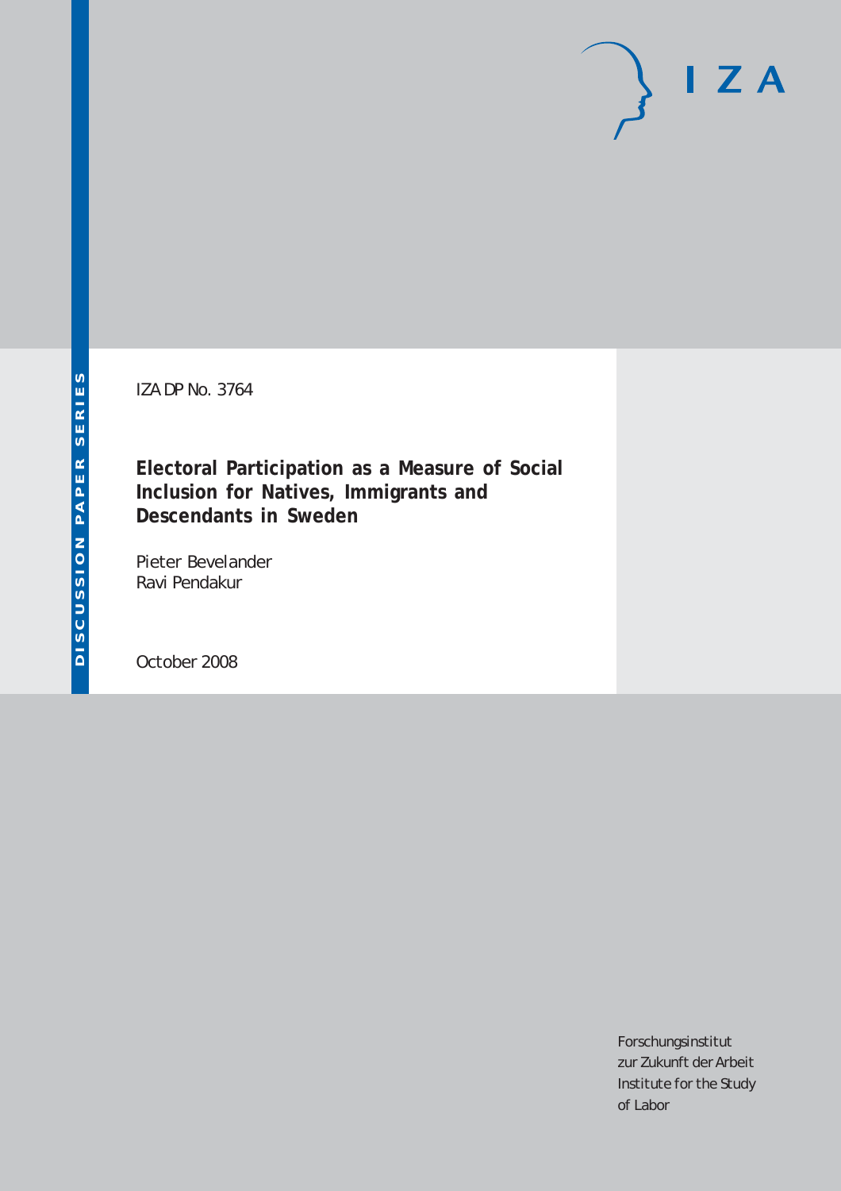DISCUSSION PAPER SERIES

IZA DP No. 3764

# Electoral Participation as a Measure of Social Inclusion for Natives, Immigrants and Descendants in Sweden

Pieter Bevelander
Ravi Pendakur

October 2008

Forschungsinstitut
zur Zukunft der Arbeit
Institute for the Study
of Labor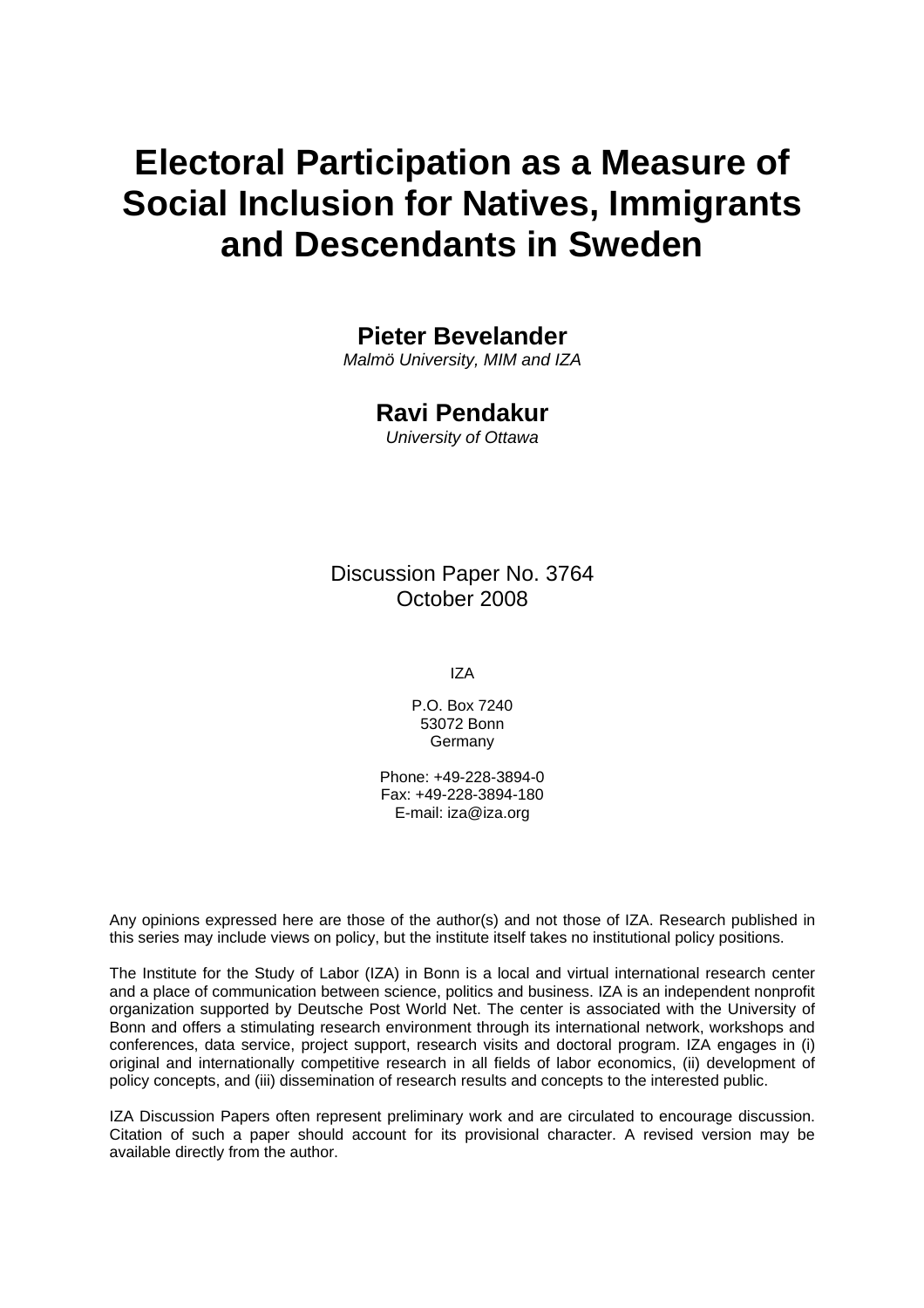# Electoral Participation as a Measure of Social Inclusion for Natives, Immigrants and Descendants in Sweden

**Pieter Bevelander**
*Malmö University, MIM and IZA*

**Ravi Pendakur**
*University of Ottawa*

Discussion Paper No. 3764
October 2008

IZA

P.O. Box 7240
53072 Bonn
Germany

Phone: +49-228-3894-0
Fax: +49-228-3894-180
E-mail: iza@iza.org

Any opinions expressed here are those of the author(s) and not those of IZA. Research published in this series may include views on policy, but the institute itself takes no institutional policy positions.

The Institute for the Study of Labor (IZA) in Bonn is a local and virtual international research center and a place of communication between science, politics and business. IZA is an independent nonprofit organization supported by Deutsche Post World Net. The center is associated with the University of Bonn and offers a stimulating research environment through its international network, workshops and conferences, data service, project support, research visits and doctoral program. IZA engages in (i) original and internationally competitive research in all fields of labor economics, (ii) development of policy concepts, and (iii) dissemination of research results and concepts to the interested public.

IZA Discussion Papers often represent preliminary work and are circulated to encourage discussion. Citation of such a paper should account for its provisional character. A revised version may be available directly from the author.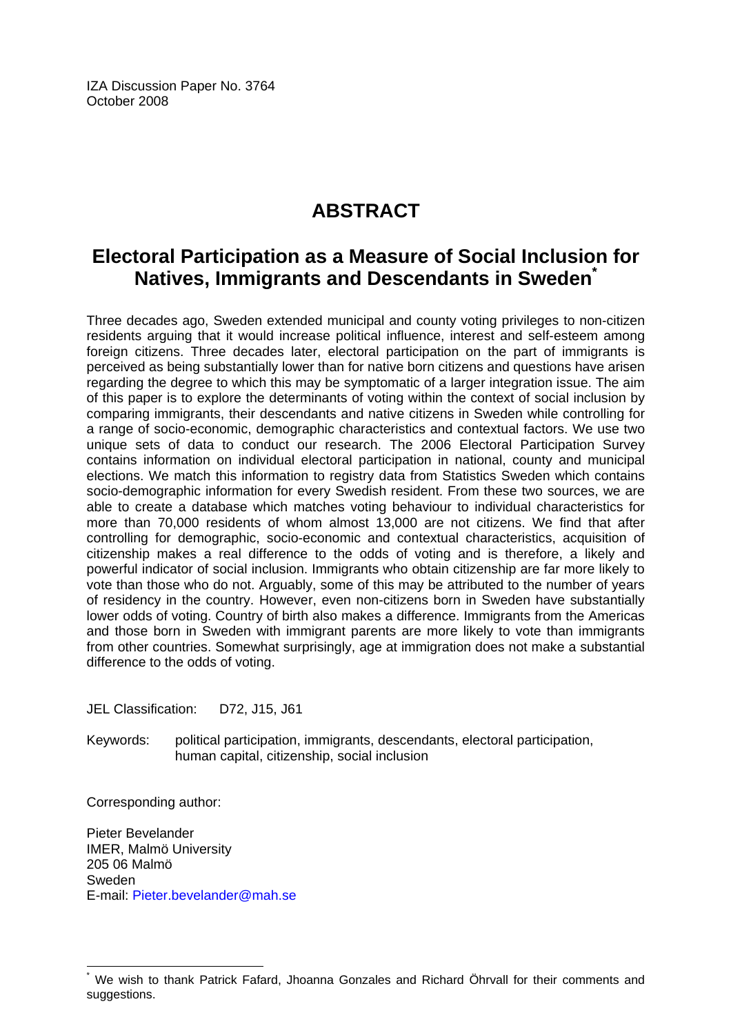IZA Discussion Paper No. 3764
October 2008

# ABSTRACT

## Electoral Participation as a Measure of Social Inclusion for Natives, Immigrants and Descendants in Sweden[*]

Three decades ago, Sweden extended municipal and county voting privileges to non-citizen residents arguing that it would increase political influence, interest and self-esteem among foreign citizens. Three decades later, electoral participation on the part of immigrants is perceived as being substantially lower than for native born citizens and questions have arisen regarding the degree to which this may be symptomatic of a larger integration issue. The aim of this paper is to explore the determinants of voting within the context of social inclusion by comparing immigrants, their descendants and native citizens in Sweden while controlling for a range of socio-economic, demographic characteristics and contextual factors. We use two unique sets of data to conduct our research. The 2006 Electoral Participation Survey contains information on individual electoral participation in national, county and municipal elections. We match this information to registry data from Statistics Sweden which contains socio-demographic information for every Swedish resident. From these two sources, we are able to create a database which matches voting behaviour to individual characteristics for more than 70,000 residents of whom almost 13,000 are not citizens. We find that after controlling for demographic, socio-economic and contextual characteristics, acquisition of citizenship makes a real difference to the odds of voting and is therefore, a likely and powerful indicator of social inclusion. Immigrants who obtain citizenship are far more likely to vote than those who do not. Arguably, some of this may be attributed to the number of years of residency in the country. However, even non-citizens born in Sweden have substantially lower odds of voting. Country of birth also makes a difference. Immigrants from the Americas and those born in Sweden with immigrant parents are more likely to vote than immigrants from other countries. Somewhat surprisingly, age at immigration does not make a substantial difference to the odds of voting.

JEL Classification: D72, J15, J61

Keywords: political participation, immigrants, descendants, electoral participation, human capital, citizenship, social inclusion

Corresponding author:

Pieter Bevelander
IMER, Malmö University
205 06 Malmö
Sweden
E-mail: Pieter.bevelander@mah.se

[*] We wish to thank Patrick Fafard, Jhoanna Gonzales and Richard Öhrvall for their comments and suggestions.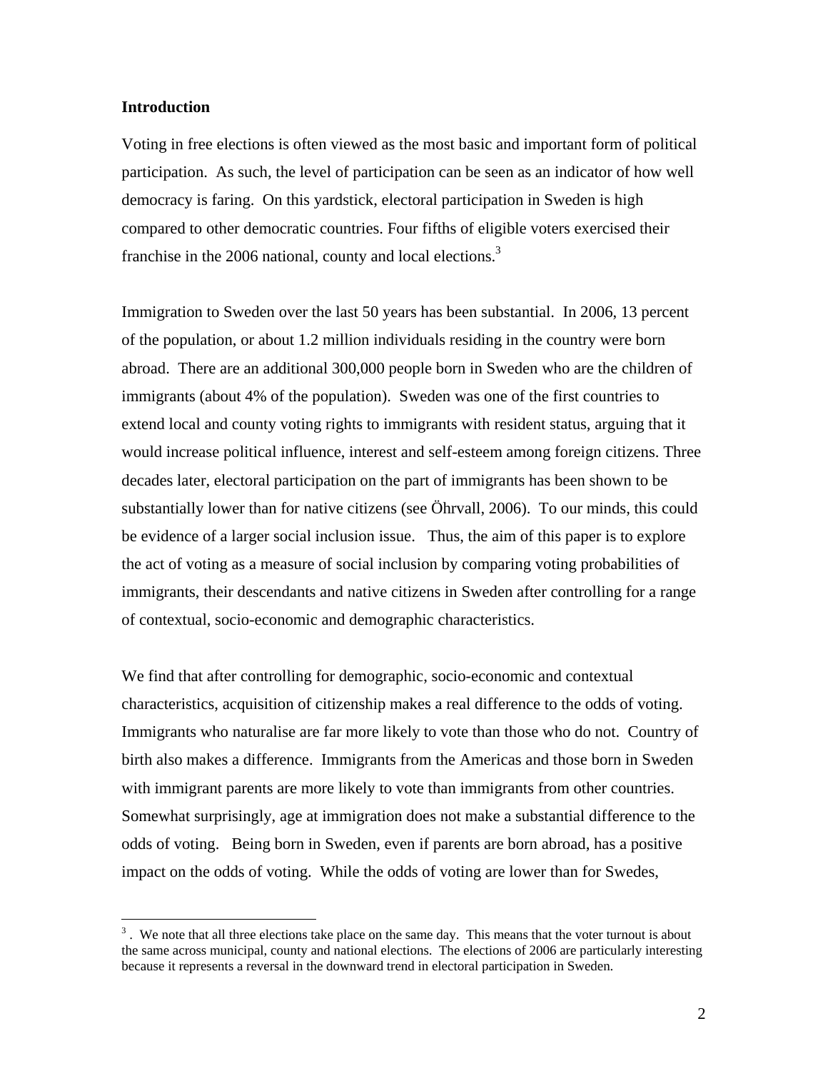## Introduction

Voting in free elections is often viewed as the most basic and important form of political participation. As such, the level of participation can be seen as an indicator of how well democracy is faring. On this yardstick, electoral participation in Sweden is high compared to other democratic countries. Four fifths of eligible voters exercised their franchise in the 2006 national, county and local elections.[3]

Immigration to Sweden over the last 50 years has been substantial. In 2006, 13 percent of the population, or about 1.2 million individuals residing in the country were born abroad. There are an additional 300,000 people born in Sweden who are the children of immigrants (about 4% of the population). Sweden was one of the first countries to extend local and county voting rights to immigrants with resident status, arguing that it would increase political influence, interest and self-esteem among foreign citizens. Three decades later, electoral participation on the part of immigrants has been shown to be substantially lower than for native citizens (see Öhrvall, 2006). To our minds, this could be evidence of a larger social inclusion issue. Thus, the aim of this paper is to explore the act of voting as a measure of social inclusion by comparing voting probabilities of immigrants, their descendants and native citizens in Sweden after controlling for a range of contextual, socio-economic and demographic characteristics.

We find that after controlling for demographic, socio-economic and contextual characteristics, acquisition of citizenship makes a real difference to the odds of voting. Immigrants who naturalise are far more likely to vote than those who do not. Country of birth also makes a difference. Immigrants from the Americas and those born in Sweden with immigrant parents are more likely to vote than immigrants from other countries. Somewhat surprisingly, age at immigration does not make a substantial difference to the odds of voting. Being born in Sweden, even if parents are born abroad, has a positive impact on the odds of voting. While the odds of voting are lower than for Swedes,

[3]. We note that all three elections take place on the same day. This means that the voter turnout is about the same across municipal, county and national elections. The elections of 2006 are particularly interesting because it represents a reversal in the downward trend in electoral participation in Sweden.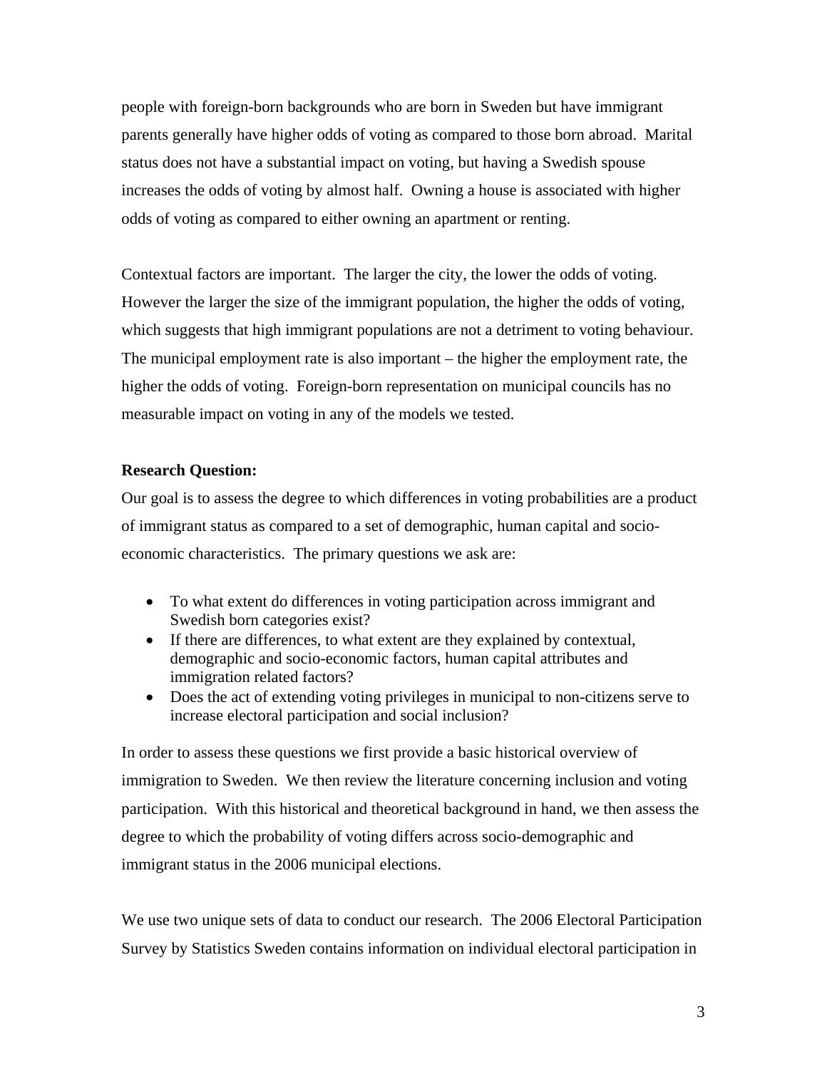people with foreign-born backgrounds who are born in Sweden but have immigrant parents generally have higher odds of voting as compared to those born abroad. Marital status does not have a substantial impact on voting, but having a Swedish spouse increases the odds of voting by almost half. Owning a house is associated with higher odds of voting as compared to either owning an apartment or renting.

Contextual factors are important. The larger the city, the lower the odds of voting. However the larger the size of the immigrant population, the higher the odds of voting, which suggests that high immigrant populations are not a detriment to voting behaviour. The municipal employment rate is also important – the higher the employment rate, the higher the odds of voting. Foreign-born representation on municipal councils has no measurable impact on voting in any of the models we tested.

**Research Question:**

Our goal is to assess the degree to which differences in voting probabilities are a product of immigrant status as compared to a set of demographic, human capital and socio-economic characteristics. The primary questions we ask are:

- To what extent do differences in voting participation across immigrant and Swedish born categories exist?
- If there are differences, to what extent are they explained by contextual, demographic and socio-economic factors, human capital attributes and immigration related factors?
- Does the act of extending voting privileges in municipal to non-citizens serve to increase electoral participation and social inclusion?

In order to assess these questions we first provide a basic historical overview of immigration to Sweden. We then review the literature concerning inclusion and voting participation. With this historical and theoretical background in hand, we then assess the degree to which the probability of voting differs across socio-demographic and immigrant status in the 2006 municipal elections.

We use two unique sets of data to conduct our research. The 2006 Electoral Participation Survey by Statistics Sweden contains information on individual electoral participation in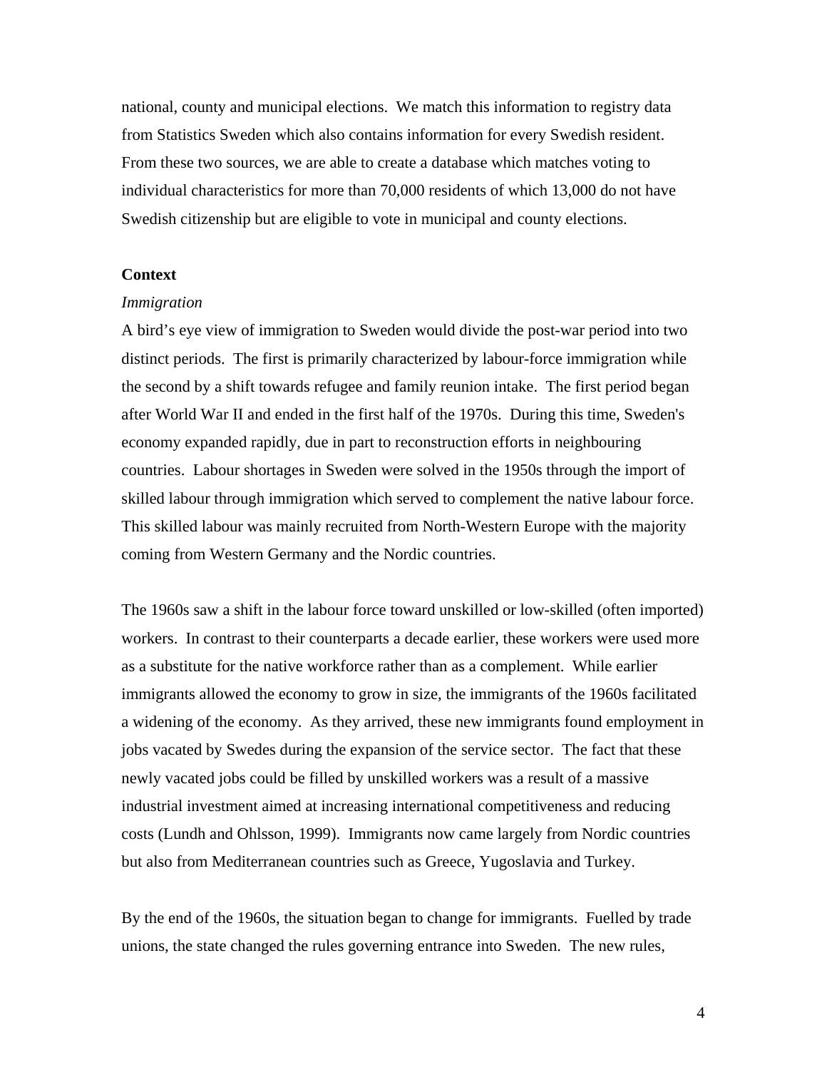national, county and municipal elections. We match this information to registry data from Statistics Sweden which also contains information for every Swedish resident. From these two sources, we are able to create a database which matches voting to individual characteristics for more than 70,000 residents of which 13,000 do not have Swedish citizenship but are eligible to vote in municipal and county elections.

## Context

### *Immigration*

A bird's eye view of immigration to Sweden would divide the post-war period into two distinct periods. The first is primarily characterized by labour-force immigration while the second by a shift towards refugee and family reunion intake. The first period began after World War II and ended in the first half of the 1970s. During this time, Sweden's economy expanded rapidly, due in part to reconstruction efforts in neighbouring countries. Labour shortages in Sweden were solved in the 1950s through the import of skilled labour through immigration which served to complement the native labour force. This skilled labour was mainly recruited from North-Western Europe with the majority coming from Western Germany and the Nordic countries.

The 1960s saw a shift in the labour force toward unskilled or low-skilled (often imported) workers. In contrast to their counterparts a decade earlier, these workers were used more as a substitute for the native workforce rather than as a complement. While earlier immigrants allowed the economy to grow in size, the immigrants of the 1960s facilitated a widening of the economy. As they arrived, these new immigrants found employment in jobs vacated by Swedes during the expansion of the service sector. The fact that these newly vacated jobs could be filled by unskilled workers was a result of a massive industrial investment aimed at increasing international competitiveness and reducing costs (Lundh and Ohlsson, 1999). Immigrants now came largely from Nordic countries but also from Mediterranean countries such as Greece, Yugoslavia and Turkey.

By the end of the 1960s, the situation began to change for immigrants. Fuelled by trade unions, the state changed the rules governing entrance into Sweden. The new rules,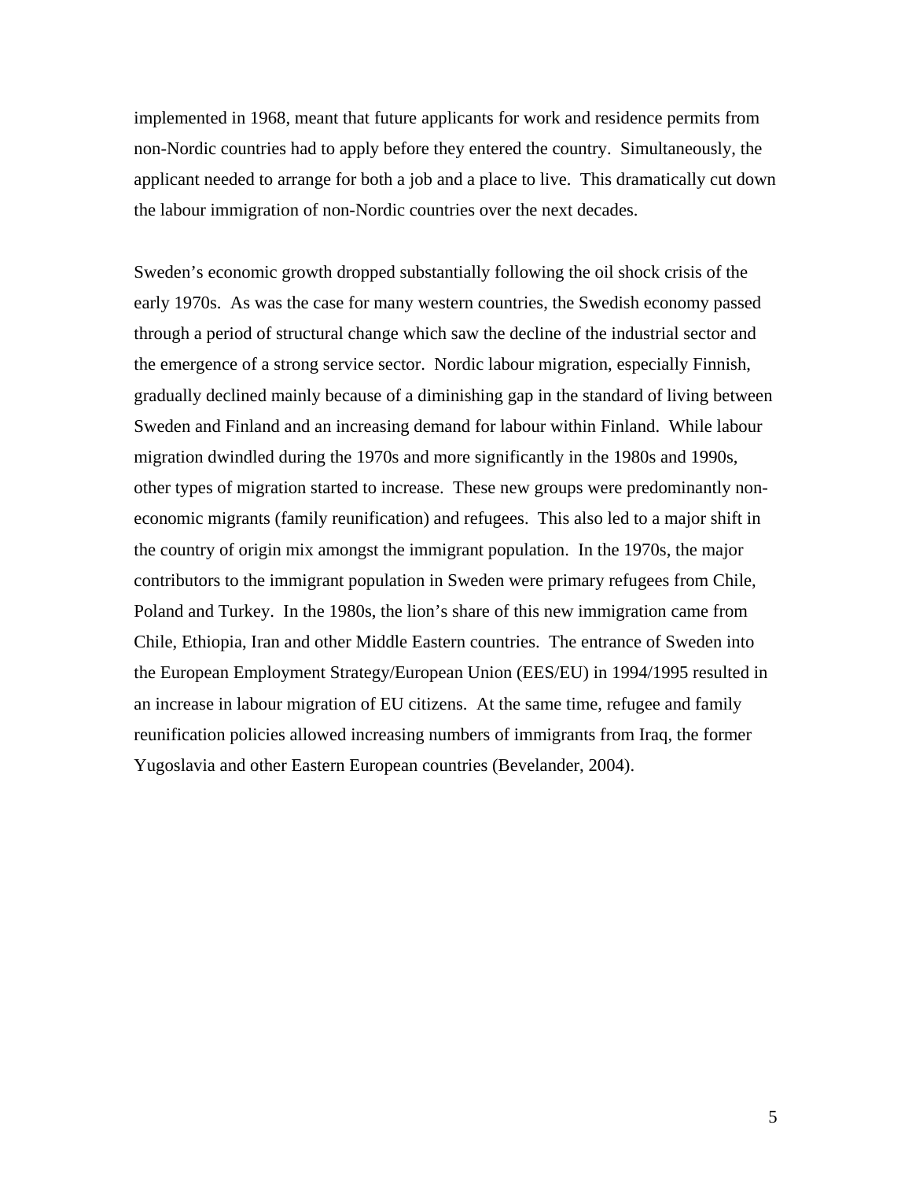implemented in 1968, meant that future applicants for work and residence permits from non-Nordic countries had to apply before they entered the country. Simultaneously, the applicant needed to arrange for both a job and a place to live. This dramatically cut down the labour immigration of non-Nordic countries over the next decades.

Sweden's economic growth dropped substantially following the oil shock crisis of the early 1970s. As was the case for many western countries, the Swedish economy passed through a period of structural change which saw the decline of the industrial sector and the emergence of a strong service sector. Nordic labour migration, especially Finnish, gradually declined mainly because of a diminishing gap in the standard of living between Sweden and Finland and an increasing demand for labour within Finland. While labour migration dwindled during the 1970s and more significantly in the 1980s and 1990s, other types of migration started to increase. These new groups were predominantly non-economic migrants (family reunification) and refugees. This also led to a major shift in the country of origin mix amongst the immigrant population. In the 1970s, the major contributors to the immigrant population in Sweden were primary refugees from Chile, Poland and Turkey. In the 1980s, the lion's share of this new immigration came from Chile, Ethiopia, Iran and other Middle Eastern countries. The entrance of Sweden into the European Employment Strategy/European Union (EES/EU) in 1994/1995 resulted in an increase in labour migration of EU citizens. At the same time, refugee and family reunification policies allowed increasing numbers of immigrants from Iraq, the former Yugoslavia and other Eastern European countries (Bevelander, 2004).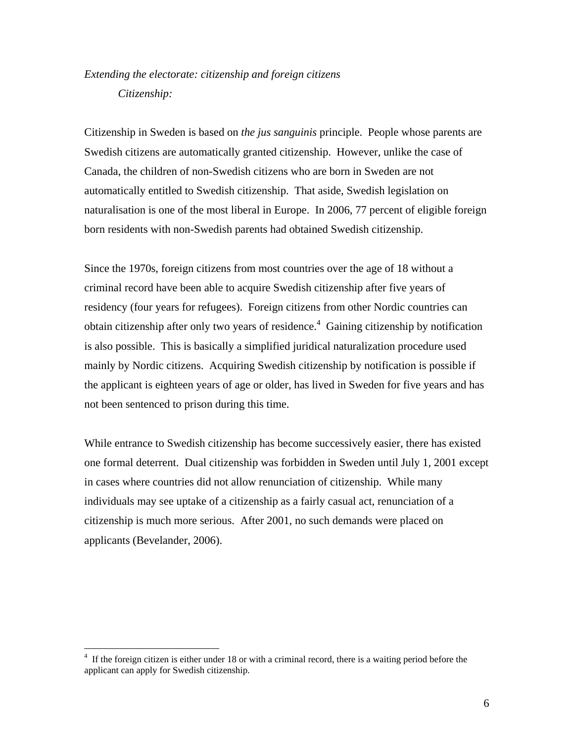*Extending the electorate: citizenship and foreign citizens*

*Citizenship:*

Citizenship in Sweden is based on *the jus sanguinis* principle. People whose parents are Swedish citizens are automatically granted citizenship. However, unlike the case of Canada, the children of non-Swedish citizens who are born in Sweden are not automatically entitled to Swedish citizenship. That aside, Swedish legislation on naturalisation is one of the most liberal in Europe. In 2006, 77 percent of eligible foreign born residents with non-Swedish parents had obtained Swedish citizenship.

Since the 1970s, foreign citizens from most countries over the age of 18 without a criminal record have been able to acquire Swedish citizenship after five years of residency (four years for refugees). Foreign citizens from other Nordic countries can obtain citizenship after only two years of residence.[4] Gaining citizenship by notification is also possible. This is basically a simplified juridical naturalization procedure used mainly by Nordic citizens. Acquiring Swedish citizenship by notification is possible if the applicant is eighteen years of age or older, has lived in Sweden for five years and has not been sentenced to prison during this time.

While entrance to Swedish citizenship has become successively easier, there has existed one formal deterrent. Dual citizenship was forbidden in Sweden until July 1, 2001 except in cases where countries did not allow renunciation of citizenship. While many individuals may see uptake of a citizenship as a fairly casual act, renunciation of a citizenship is much more serious. After 2001, no such demands were placed on applicants (Bevelander, 2006).

[4] If the foreign citizen is either under 18 or with a criminal record, there is a waiting period before the applicant can apply for Swedish citizenship.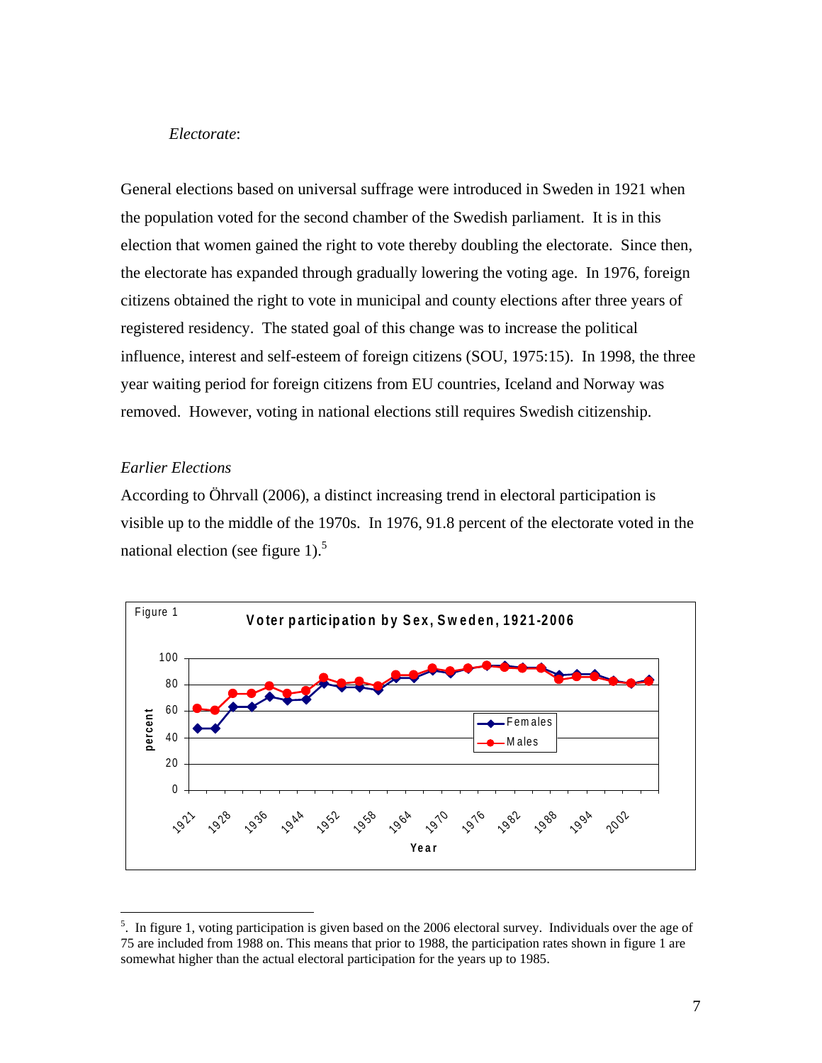*Electorate*:

General elections based on universal suffrage were introduced in Sweden in 1921 when the population voted for the second chamber of the Swedish parliament. It is in this election that women gained the right to vote thereby doubling the electorate. Since then, the electorate has expanded through gradually lowering the voting age. In 1976, foreign citizens obtained the right to vote in municipal and county elections after three years of registered residency. The stated goal of this change was to increase the political influence, interest and self-esteem of foreign citizens (SOU, 1975:15). In 1998, the three year waiting period for foreign citizens from EU countries, Iceland and Norway was removed. However, voting in national elections still requires Swedish citizenship.

*Earlier Elections*

According to Öhrvall (2006), a distinct increasing trend in electoral participation is visible up to the middle of the 1970s. In 1976, 91.8 percent of the electorate voted in the national election (see figure 1).[5]

Figure 1

**Voter participation by Sex, Sweden, 1921-2006**

---

[5]. In figure 1, voting participation is given based on the 2006 electoral survey. Individuals over the age of 75 are included from 1988 on. This means that prior to 1988, the participation rates shown in figure 1 are somewhat higher than the actual electoral participation for the years up to 1985.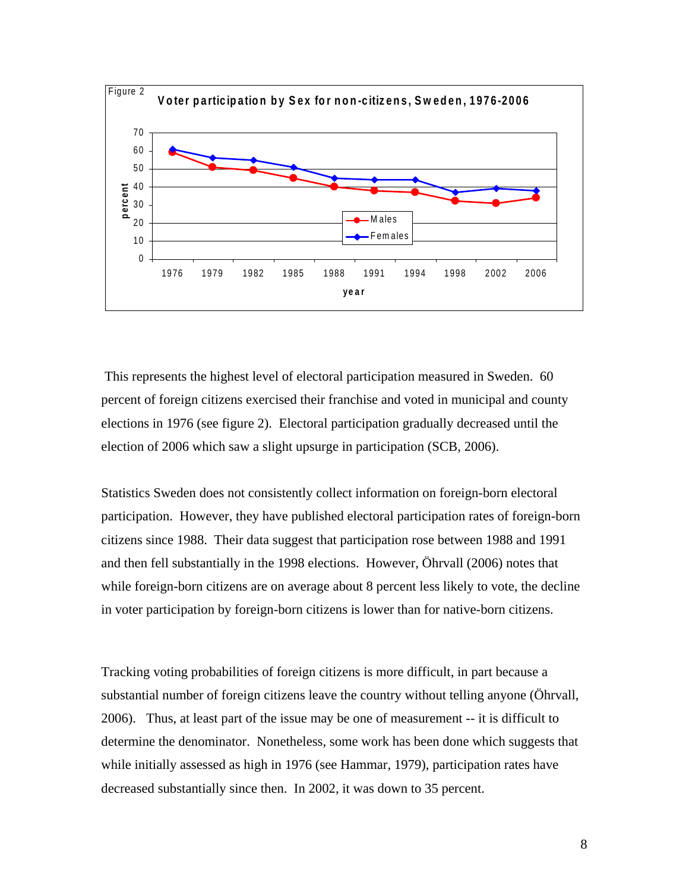Figure 2

**Voter participation by Sex for non-citizens, Sweden, 1976-2006**

This represents the highest level of electoral participation measured in Sweden. 60 percent of foreign citizens exercised their franchise and voted in municipal and county elections in 1976 (see figure 2). Electoral participation gradually decreased until the election of 2006 which saw a slight upsurge in participation (SCB, 2006).

Statistics Sweden does not consistently collect information on foreign-born electoral participation. However, they have published electoral participation rates of foreign-born citizens since 1988. Their data suggest that participation rose between 1988 and 1991 and then fell substantially in the 1998 elections. However, Öhrvall (2006) notes that while foreign-born citizens are on average about 8 percent less likely to vote, the decline in voter participation by foreign-born citizens is lower than for native-born citizens.

Tracking voting probabilities of foreign citizens is more difficult, in part because a substantial number of foreign citizens leave the country without telling anyone (Öhrvall, 2006). Thus, at least part of the issue may be one of measurement -- it is difficult to determine the denominator. Nonetheless, some work has been done which suggests that while initially assessed as high in 1976 (see Hammar, 1979), participation rates have decreased substantially since then. In 2002, it was down to 35 percent.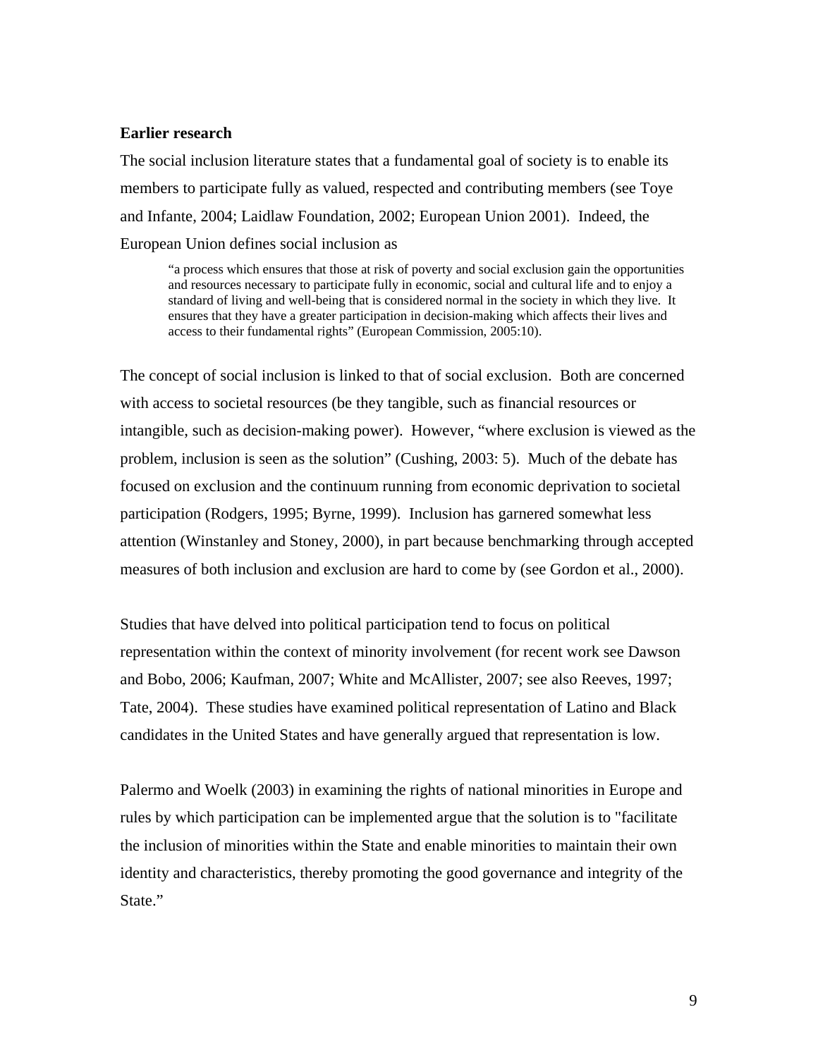**Earlier research**

The social inclusion literature states that a fundamental goal of society is to enable its members to participate fully as valued, respected and contributing members (see Toye and Infante, 2004; Laidlaw Foundation, 2002; European Union 2001). Indeed, the European Union defines social inclusion as

> "a process which ensures that those at risk of poverty and social exclusion gain the opportunities and resources necessary to participate fully in economic, social and cultural life and to enjoy a standard of living and well-being that is considered normal in the society in which they live. It ensures that they have a greater participation in decision-making which affects their lives and access to their fundamental rights" (European Commission, 2005:10).

The concept of social inclusion is linked to that of social exclusion. Both are concerned with access to societal resources (be they tangible, such as financial resources or intangible, such as decision-making power). However, "where exclusion is viewed as the problem, inclusion is seen as the solution" (Cushing, 2003: 5). Much of the debate has focused on exclusion and the continuum running from economic deprivation to societal participation (Rodgers, 1995; Byrne, 1999). Inclusion has garnered somewhat less attention (Winstanley and Stoney, 2000), in part because benchmarking through accepted measures of both inclusion and exclusion are hard to come by (see Gordon et al., 2000).

Studies that have delved into political participation tend to focus on political representation within the context of minority involvement (for recent work see Dawson and Bobo, 2006; Kaufman, 2007; White and McAllister, 2007; see also Reeves, 1997; Tate, 2004). These studies have examined political representation of Latino and Black candidates in the United States and have generally argued that representation is low.

Palermo and Woelk (2003) in examining the rights of national minorities in Europe and rules by which participation can be implemented argue that the solution is to "facilitate the inclusion of minorities within the State and enable minorities to maintain their own identity and characteristics, thereby promoting the good governance and integrity of the State."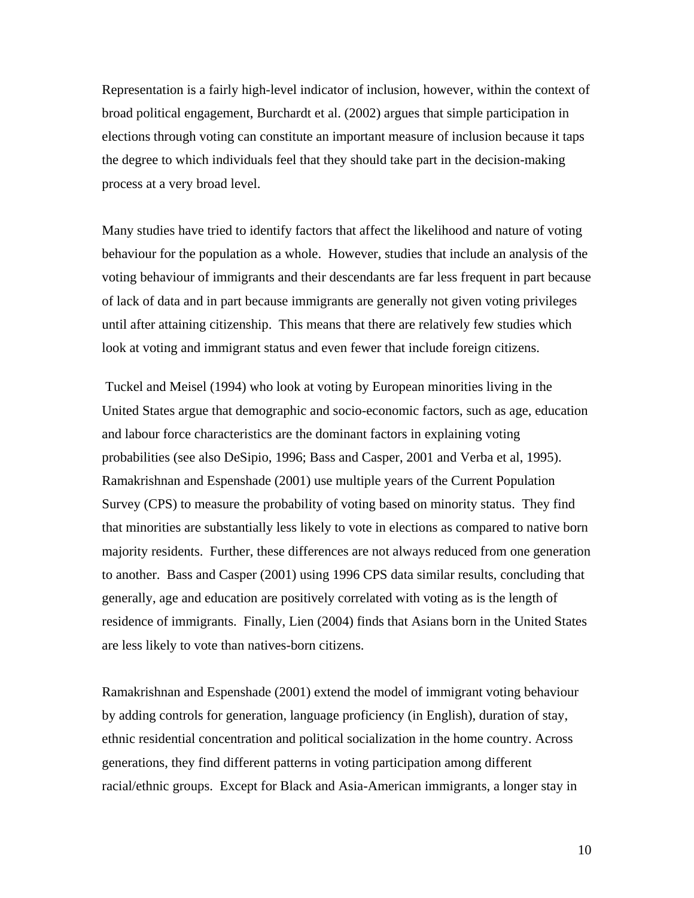Representation is a fairly high-level indicator of inclusion, however, within the context of broad political engagement, Burchardt et al. (2002) argues that simple participation in elections through voting can constitute an important measure of inclusion because it taps the degree to which individuals feel that they should take part in the decision-making process at a very broad level.

Many studies have tried to identify factors that affect the likelihood and nature of voting behaviour for the population as a whole. However, studies that include an analysis of the voting behaviour of immigrants and their descendants are far less frequent in part because of lack of data and in part because immigrants are generally not given voting privileges until after attaining citizenship. This means that there are relatively few studies which look at voting and immigrant status and even fewer that include foreign citizens.

Tuckel and Meisel (1994) who look at voting by European minorities living in the United States argue that demographic and socio-economic factors, such as age, education and labour force characteristics are the dominant factors in explaining voting probabilities (see also DeSipio, 1996; Bass and Casper, 2001 and Verba et al, 1995). Ramakrishnan and Espenshade (2001) use multiple years of the Current Population Survey (CPS) to measure the probability of voting based on minority status. They find that minorities are substantially less likely to vote in elections as compared to native born majority residents. Further, these differences are not always reduced from one generation to another. Bass and Casper (2001) using 1996 CPS data similar results, concluding that generally, age and education are positively correlated with voting as is the length of residence of immigrants. Finally, Lien (2004) finds that Asians born in the United States are less likely to vote than natives-born citizens.

Ramakrishnan and Espenshade (2001) extend the model of immigrant voting behaviour by adding controls for generation, language proficiency (in English), duration of stay, ethnic residential concentration and political socialization in the home country. Across generations, they find different patterns in voting participation among different racial/ethnic groups. Except for Black and Asia-American immigrants, a longer stay in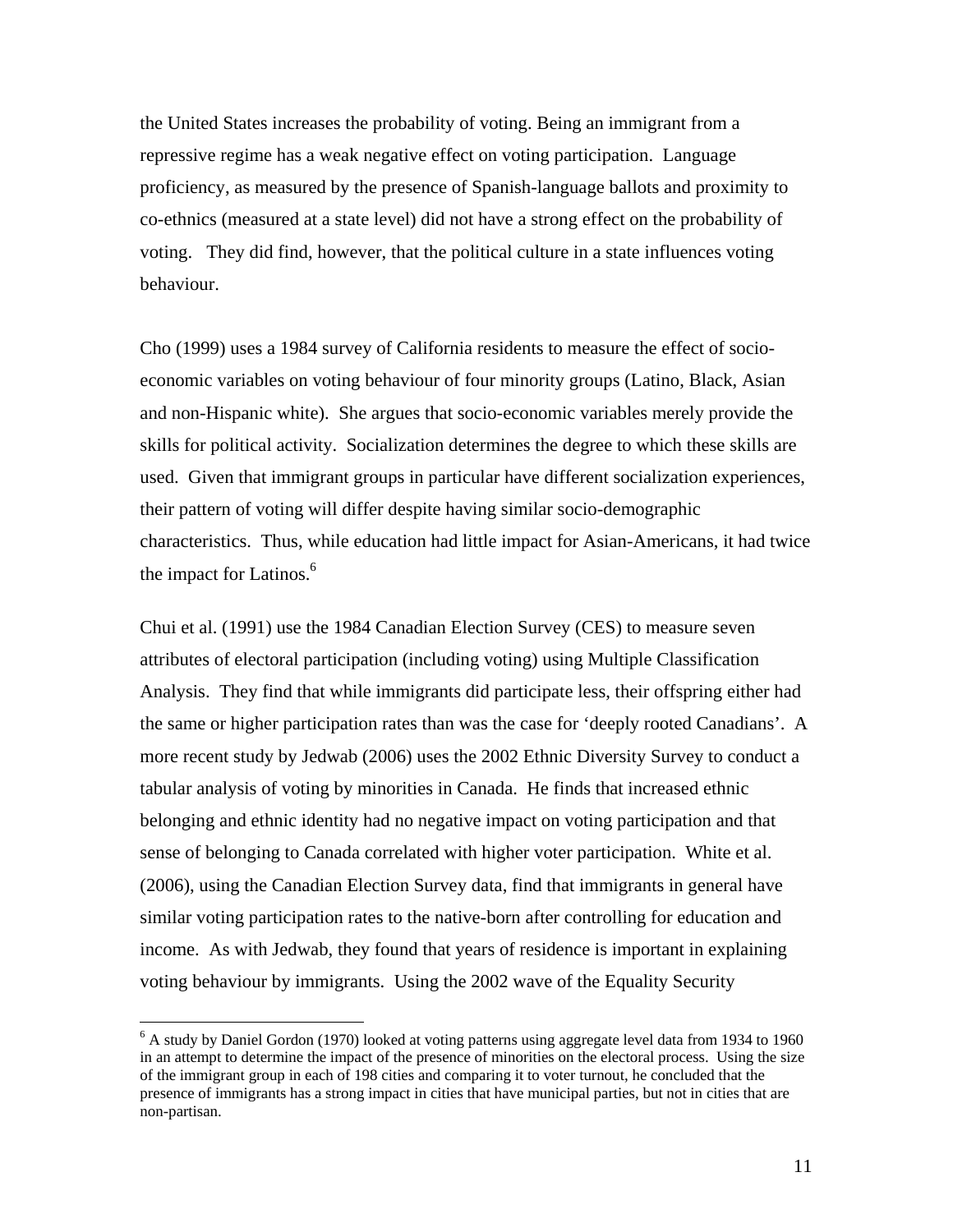the United States increases the probability of voting. Being an immigrant from a repressive regime has a weak negative effect on voting participation. Language proficiency, as measured by the presence of Spanish-language ballots and proximity to co-ethnics (measured at a state level) did not have a strong effect on the probability of voting. They did find, however, that the political culture in a state influences voting behaviour.

Cho (1999) uses a 1984 survey of California residents to measure the effect of socio-economic variables on voting behaviour of four minority groups (Latino, Black, Asian and non-Hispanic white). She argues that socio-economic variables merely provide the skills for political activity. Socialization determines the degree to which these skills are used. Given that immigrant groups in particular have different socialization experiences, their pattern of voting will differ despite having similar socio-demographic characteristics. Thus, while education had little impact for Asian-Americans, it had twice the impact for Latinos.[6]

Chui et al. (1991) use the 1984 Canadian Election Survey (CES) to measure seven attributes of electoral participation (including voting) using Multiple Classification Analysis. They find that while immigrants did participate less, their offspring either had the same or higher participation rates than was the case for 'deeply rooted Canadians'. A more recent study by Jedwab (2006) uses the 2002 Ethnic Diversity Survey to conduct a tabular analysis of voting by minorities in Canada. He finds that increased ethnic belonging and ethnic identity had no negative impact on voting participation and that sense of belonging to Canada correlated with higher voter participation. White et al. (2006), using the Canadian Election Survey data, find that immigrants in general have similar voting participation rates to the native-born after controlling for education and income. As with Jedwab, they found that years of residence is important in explaining voting behaviour by immigrants. Using the 2002 wave of the Equality Security

[6] A study by Daniel Gordon (1970) looked at voting patterns using aggregate level data from 1934 to 1960 in an attempt to determine the impact of the presence of minorities on the electoral process. Using the size of the immigrant group in each of 198 cities and comparing it to voter turnout, he concluded that the presence of immigrants has a strong impact in cities that have municipal parties, but not in cities that are non-partisan.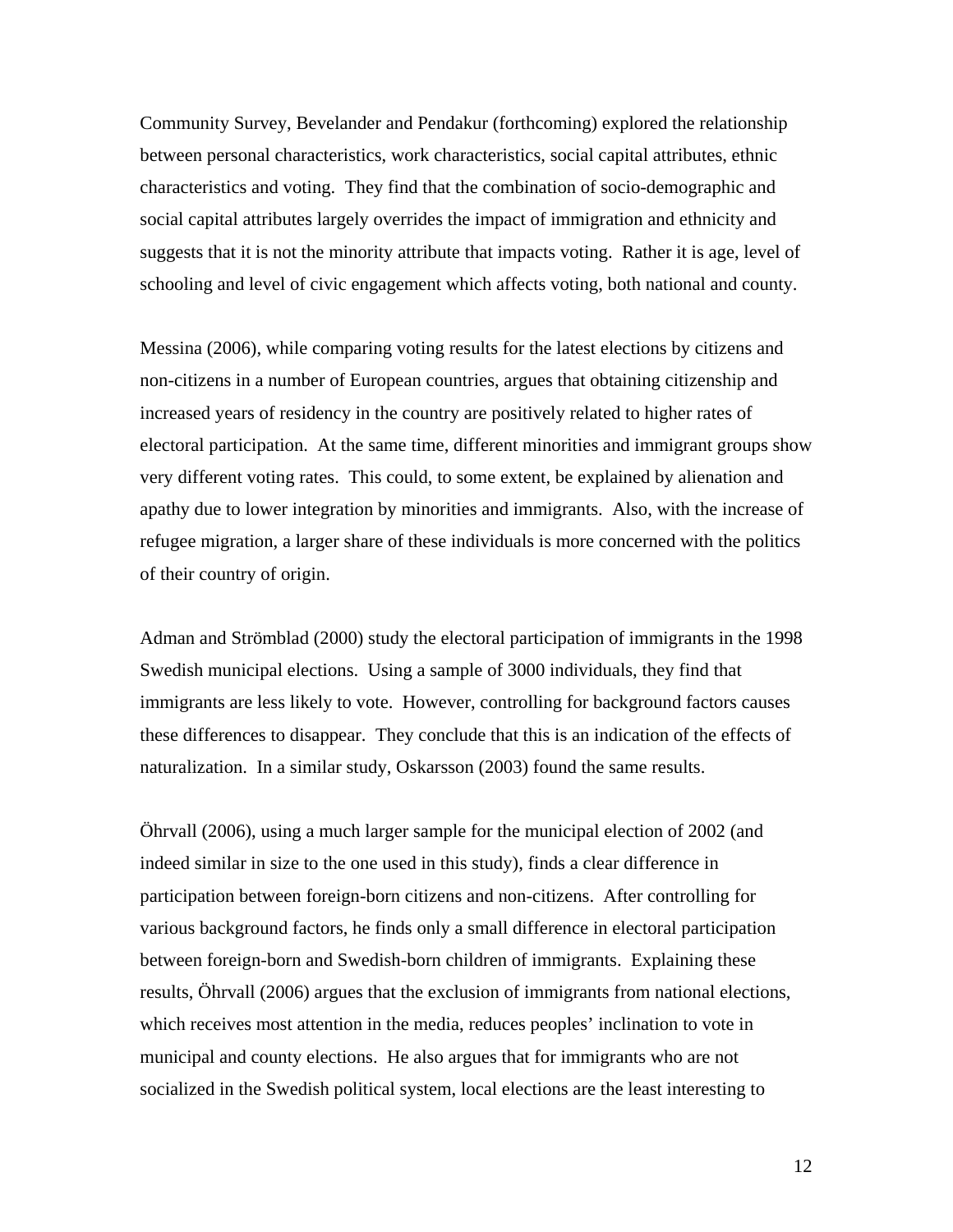Community Survey, Bevelander and Pendakur (forthcoming) explored the relationship between personal characteristics, work characteristics, social capital attributes, ethnic characteristics and voting. They find that the combination of socio-demographic and social capital attributes largely overrides the impact of immigration and ethnicity and suggests that it is not the minority attribute that impacts voting. Rather it is age, level of schooling and level of civic engagement which affects voting, both national and county.

Messina (2006), while comparing voting results for the latest elections by citizens and non-citizens in a number of European countries, argues that obtaining citizenship and increased years of residency in the country are positively related to higher rates of electoral participation. At the same time, different minorities and immigrant groups show very different voting rates. This could, to some extent, be explained by alienation and apathy due to lower integration by minorities and immigrants. Also, with the increase of refugee migration, a larger share of these individuals is more concerned with the politics of their country of origin.

Adman and Strömblad (2000) study the electoral participation of immigrants in the 1998 Swedish municipal elections. Using a sample of 3000 individuals, they find that immigrants are less likely to vote. However, controlling for background factors causes these differences to disappear. They conclude that this is an indication of the effects of naturalization. In a similar study, Oskarsson (2003) found the same results.

Öhrvall (2006), using a much larger sample for the municipal election of 2002 (and indeed similar in size to the one used in this study), finds a clear difference in participation between foreign-born citizens and non-citizens. After controlling for various background factors, he finds only a small difference in electoral participation between foreign-born and Swedish-born children of immigrants. Explaining these results, Öhrvall (2006) argues that the exclusion of immigrants from national elections, which receives most attention in the media, reduces peoples' inclination to vote in municipal and county elections. He also argues that for immigrants who are not socialized in the Swedish political system, local elections are the least interesting to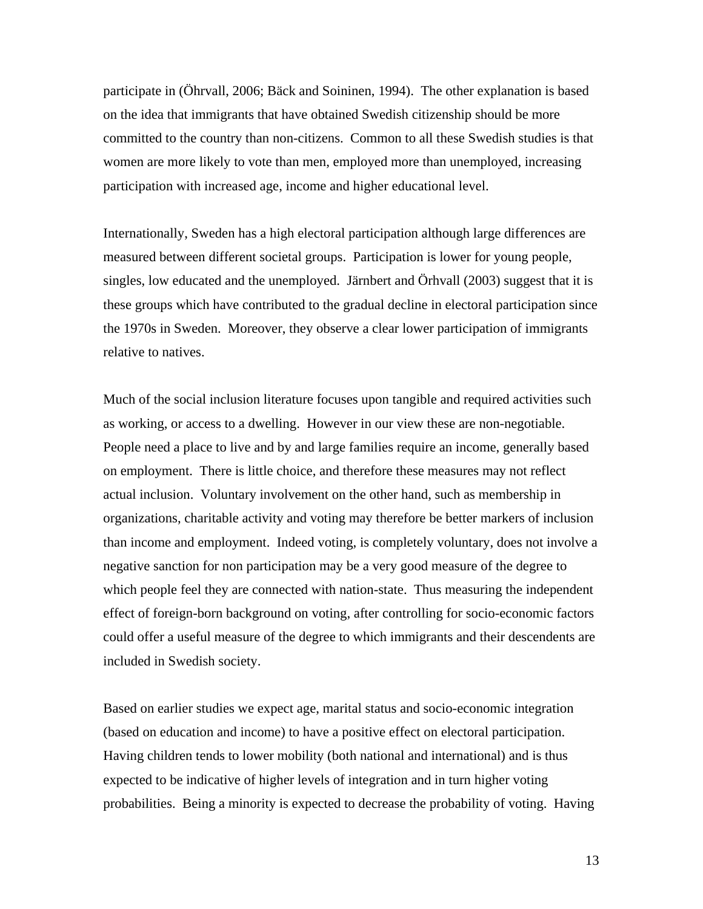participate in (Öhrvall, 2006; Bäck and Soininen, 1994). The other explanation is based on the idea that immigrants that have obtained Swedish citizenship should be more committed to the country than non-citizens. Common to all these Swedish studies is that women are more likely to vote than men, employed more than unemployed, increasing participation with increased age, income and higher educational level.

Internationally, Sweden has a high electoral participation although large differences are measured between different societal groups. Participation is lower for young people, singles, low educated and the unemployed. Järnbert and Örhvall (2003) suggest that it is these groups which have contributed to the gradual decline in electoral participation since the 1970s in Sweden. Moreover, they observe a clear lower participation of immigrants relative to natives.

Much of the social inclusion literature focuses upon tangible and required activities such as working, or access to a dwelling. However in our view these are non-negotiable. People need a place to live and by and large families require an income, generally based on employment. There is little choice, and therefore these measures may not reflect actual inclusion. Voluntary involvement on the other hand, such as membership in organizations, charitable activity and voting may therefore be better markers of inclusion than income and employment. Indeed voting, is completely voluntary, does not involve a negative sanction for non participation may be a very good measure of the degree to which people feel they are connected with nation-state. Thus measuring the independent effect of foreign-born background on voting, after controlling for socio-economic factors could offer a useful measure of the degree to which immigrants and their descendents are included in Swedish society.

Based on earlier studies we expect age, marital status and socio-economic integration (based on education and income) to have a positive effect on electoral participation. Having children tends to lower mobility (both national and international) and is thus expected to be indicative of higher levels of integration and in turn higher voting probabilities. Being a minority is expected to decrease the probability of voting. Having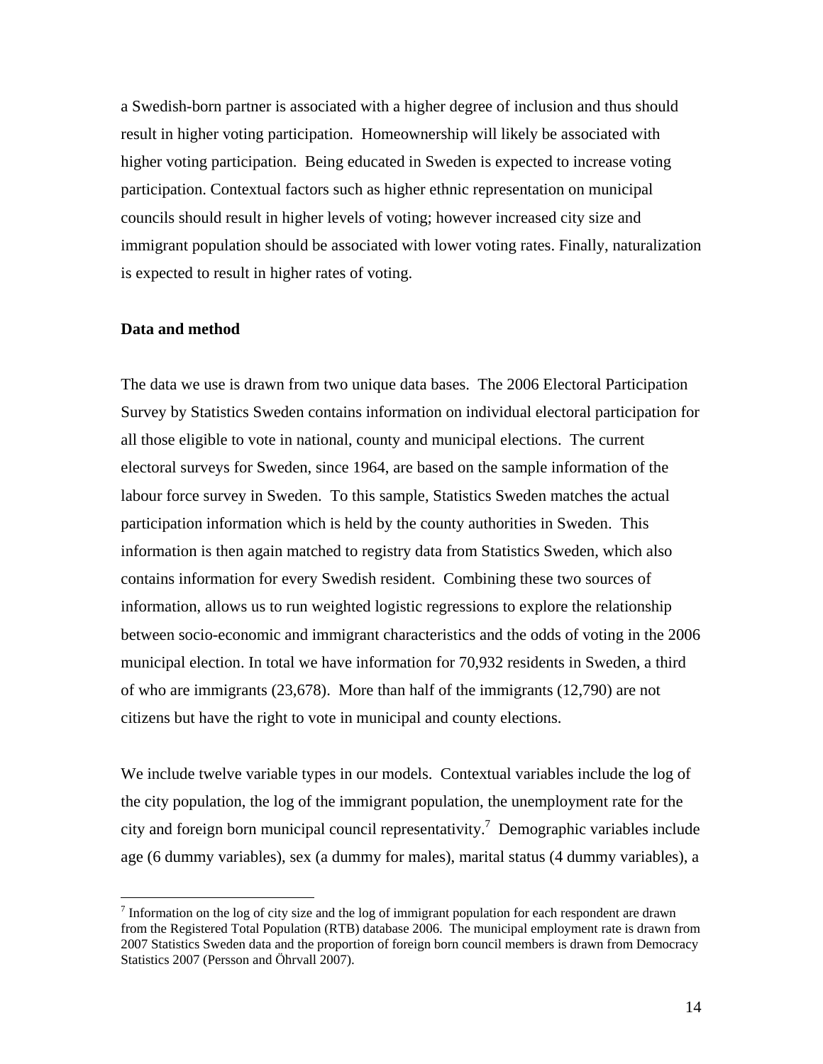a Swedish-born partner is associated with a higher degree of inclusion and thus should result in higher voting participation. Homeownership will likely be associated with higher voting participation. Being educated in Sweden is expected to increase voting participation. Contextual factors such as higher ethnic representation on municipal councils should result in higher levels of voting; however increased city size and immigrant population should be associated with lower voting rates. Finally, naturalization is expected to result in higher rates of voting.

**Data and method**

The data we use is drawn from two unique data bases. The 2006 Electoral Participation Survey by Statistics Sweden contains information on individual electoral participation for all those eligible to vote in national, county and municipal elections. The current electoral surveys for Sweden, since 1964, are based on the sample information of the labour force survey in Sweden. To this sample, Statistics Sweden matches the actual participation information which is held by the county authorities in Sweden. This information is then again matched to registry data from Statistics Sweden, which also contains information for every Swedish resident. Combining these two sources of information, allows us to run weighted logistic regressions to explore the relationship between socio-economic and immigrant characteristics and the odds of voting in the 2006 municipal election. In total we have information for 70,932 residents in Sweden, a third of who are immigrants (23,678). More than half of the immigrants (12,790) are not citizens but have the right to vote in municipal and county elections.

We include twelve variable types in our models. Contextual variables include the log of the city population, the log of the immigrant population, the unemployment rate for the city and foreign born municipal council representativity.[7] Demographic variables include age (6 dummy variables), sex (a dummy for males), marital status (4 dummy variables), a

[7] Information on the log of city size and the log of immigrant population for each respondent are drawn from the Registered Total Population (RTB) database 2006. The municipal employment rate is drawn from 2007 Statistics Sweden data and the proportion of foreign born council members is drawn from Democracy Statistics 2007 (Persson and Öhrvall 2007).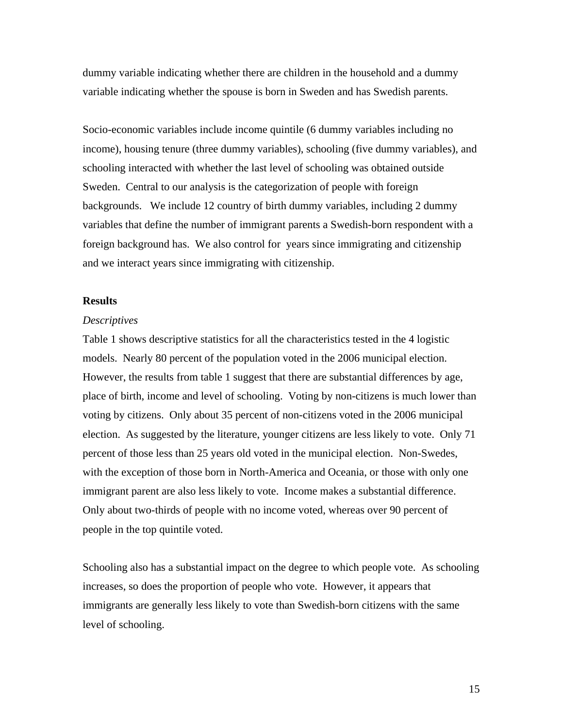dummy variable indicating whether there are children in the household and a dummy variable indicating whether the spouse is born in Sweden and has Swedish parents.

Socio-economic variables include income quintile (6 dummy variables including no income), housing tenure (three dummy variables), schooling (five dummy variables), and schooling interacted with whether the last level of schooling was obtained outside Sweden. Central to our analysis is the categorization of people with foreign backgrounds. We include 12 country of birth dummy variables, including 2 dummy variables that define the number of immigrant parents a Swedish-born respondent with a foreign background has. We also control for years since immigrating and citizenship and we interact years since immigrating with citizenship.

**Results**

*Descriptives*

Table 1 shows descriptive statistics for all the characteristics tested in the 4 logistic models. Nearly 80 percent of the population voted in the 2006 municipal election. However, the results from table 1 suggest that there are substantial differences by age, place of birth, income and level of schooling. Voting by non-citizens is much lower than voting by citizens. Only about 35 percent of non-citizens voted in the 2006 municipal election. As suggested by the literature, younger citizens are less likely to vote. Only 71 percent of those less than 25 years old voted in the municipal election. Non-Swedes, with the exception of those born in North-America and Oceania, or those with only one immigrant parent are also less likely to vote. Income makes a substantial difference. Only about two-thirds of people with no income voted, whereas over 90 percent of people in the top quintile voted.

Schooling also has a substantial impact on the degree to which people vote. As schooling increases, so does the proportion of people who vote. However, it appears that immigrants are generally less likely to vote than Swedish-born citizens with the same level of schooling.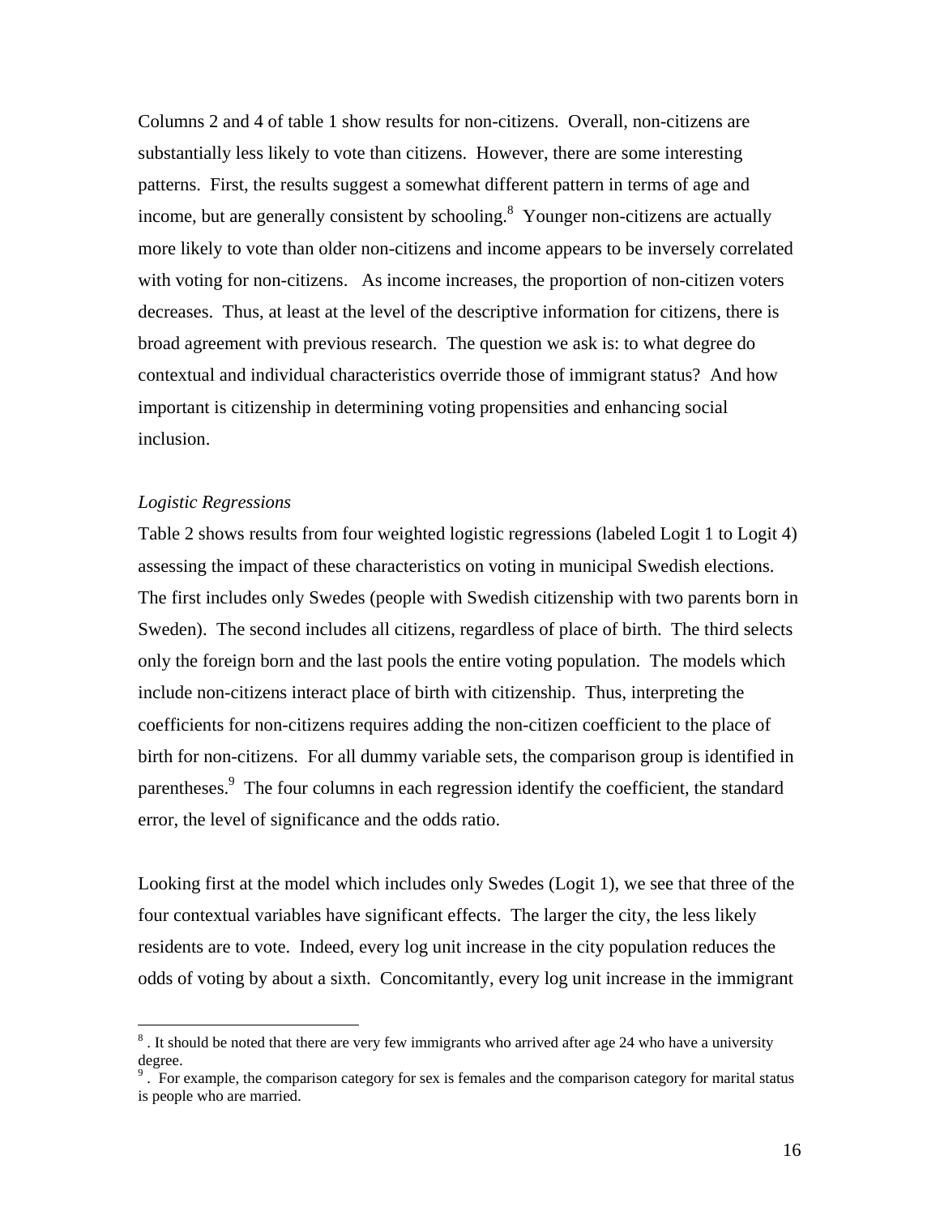Columns 2 and 4 of table 1 show results for non-citizens. Overall, non-citizens are substantially less likely to vote than citizens. However, there are some interesting patterns. First, the results suggest a somewhat different pattern in terms of age and income, but are generally consistent by schooling.[8] Younger non-citizens are actually more likely to vote than older non-citizens and income appears to be inversely correlated with voting for non-citizens. As income increases, the proportion of non-citizen voters decreases. Thus, at least at the level of the descriptive information for citizens, there is broad agreement with previous research. The question we ask is: to what degree do contextual and individual characteristics override those of immigrant status? And how important is citizenship in determining voting propensities and enhancing social inclusion.

*Logistic Regressions*

Table 2 shows results from four weighted logistic regressions (labeled Logit 1 to Logit 4) assessing the impact of these characteristics on voting in municipal Swedish elections. The first includes only Swedes (people with Swedish citizenship with two parents born in Sweden). The second includes all citizens, regardless of place of birth. The third selects only the foreign born and the last pools the entire voting population. The models which include non-citizens interact place of birth with citizenship. Thus, interpreting the coefficients for non-citizens requires adding the non-citizen coefficient to the place of birth for non-citizens. For all dummy variable sets, the comparison group is identified in parentheses.[9] The four columns in each regression identify the coefficient, the standard error, the level of significance and the odds ratio.

Looking first at the model which includes only Swedes (Logit 1), we see that three of the four contextual variables have significant effects. The larger the city, the less likely residents are to vote. Indeed, every log unit increase in the city population reduces the odds of voting by about a sixth. Concomitantly, every log unit increase in the immigrant

---

[8] . It should be noted that there are very few immigrants who arrived after age 24 who have a university degree.

[9] . For example, the comparison category for sex is females and the comparison category for marital status is people who are married.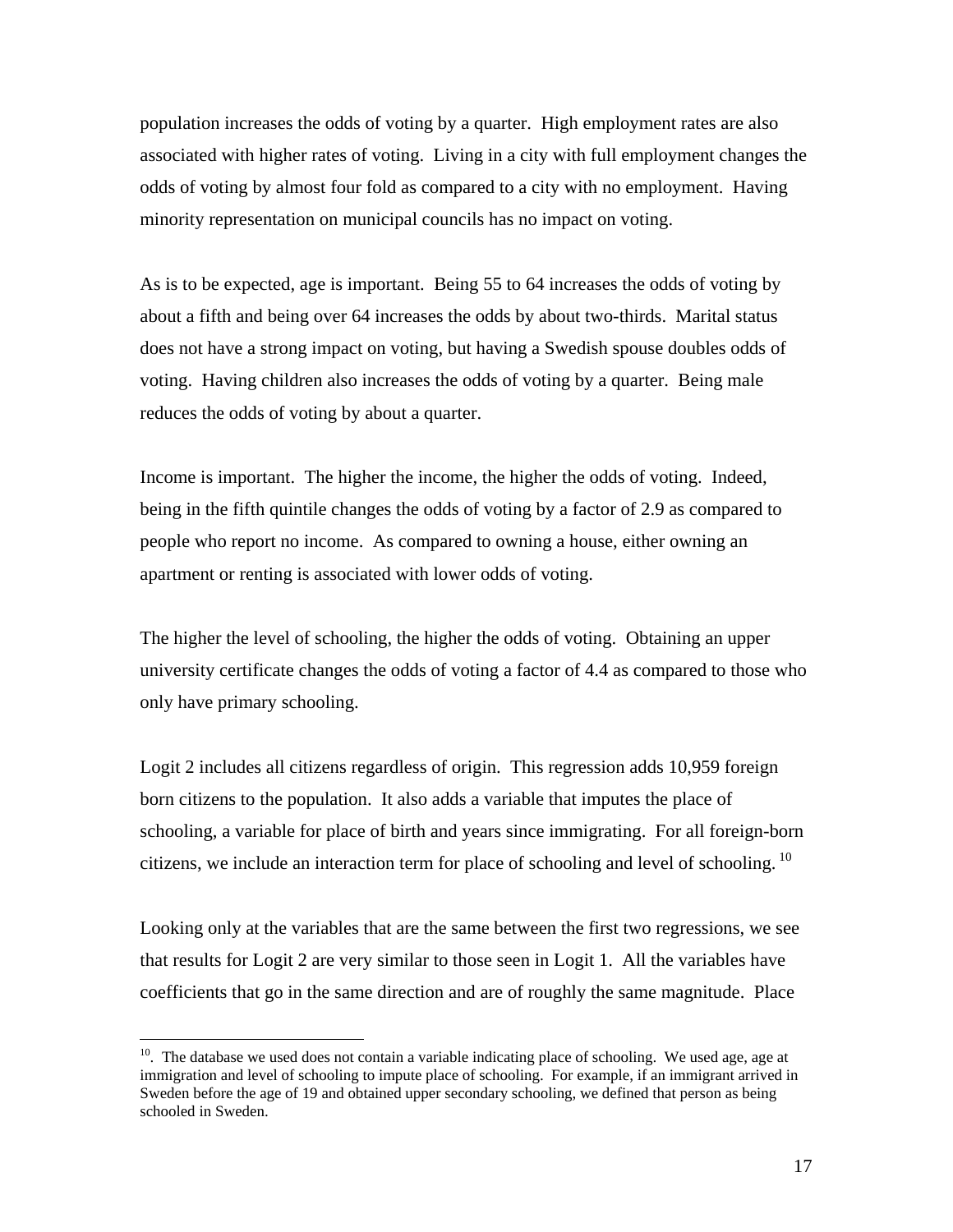population increases the odds of voting by a quarter. High employment rates are also associated with higher rates of voting. Living in a city with full employment changes the odds of voting by almost four fold as compared to a city with no employment. Having minority representation on municipal councils has no impact on voting.

As is to be expected, age is important. Being 55 to 64 increases the odds of voting by about a fifth and being over 64 increases the odds by about two-thirds. Marital status does not have a strong impact on voting, but having a Swedish spouse doubles odds of voting. Having children also increases the odds of voting by a quarter. Being male reduces the odds of voting by about a quarter.

Income is important. The higher the income, the higher the odds of voting. Indeed, being in the fifth quintile changes the odds of voting by a factor of 2.9 as compared to people who report no income. As compared to owning a house, either owning an apartment or renting is associated with lower odds of voting.

The higher the level of schooling, the higher the odds of voting. Obtaining an upper university certificate changes the odds of voting a factor of 4.4 as compared to those who only have primary schooling.

Logit 2 includes all citizens regardless of origin. This regression adds 10,959 foreign born citizens to the population. It also adds a variable that imputes the place of schooling, a variable for place of birth and years since immigrating. For all foreign-born citizens, we include an interaction term for place of schooling and level of schooling. [10]

Looking only at the variables that are the same between the first two regressions, we see that results for Logit 2 are very similar to those seen in Logit 1. All the variables have coefficients that go in the same direction and are of roughly the same magnitude. Place

---

[10]. The database we used does not contain a variable indicating place of schooling. We used age, age at immigration and level of schooling to impute place of schooling. For example, if an immigrant arrived in Sweden before the age of 19 and obtained upper secondary schooling, we defined that person as being schooled in Sweden.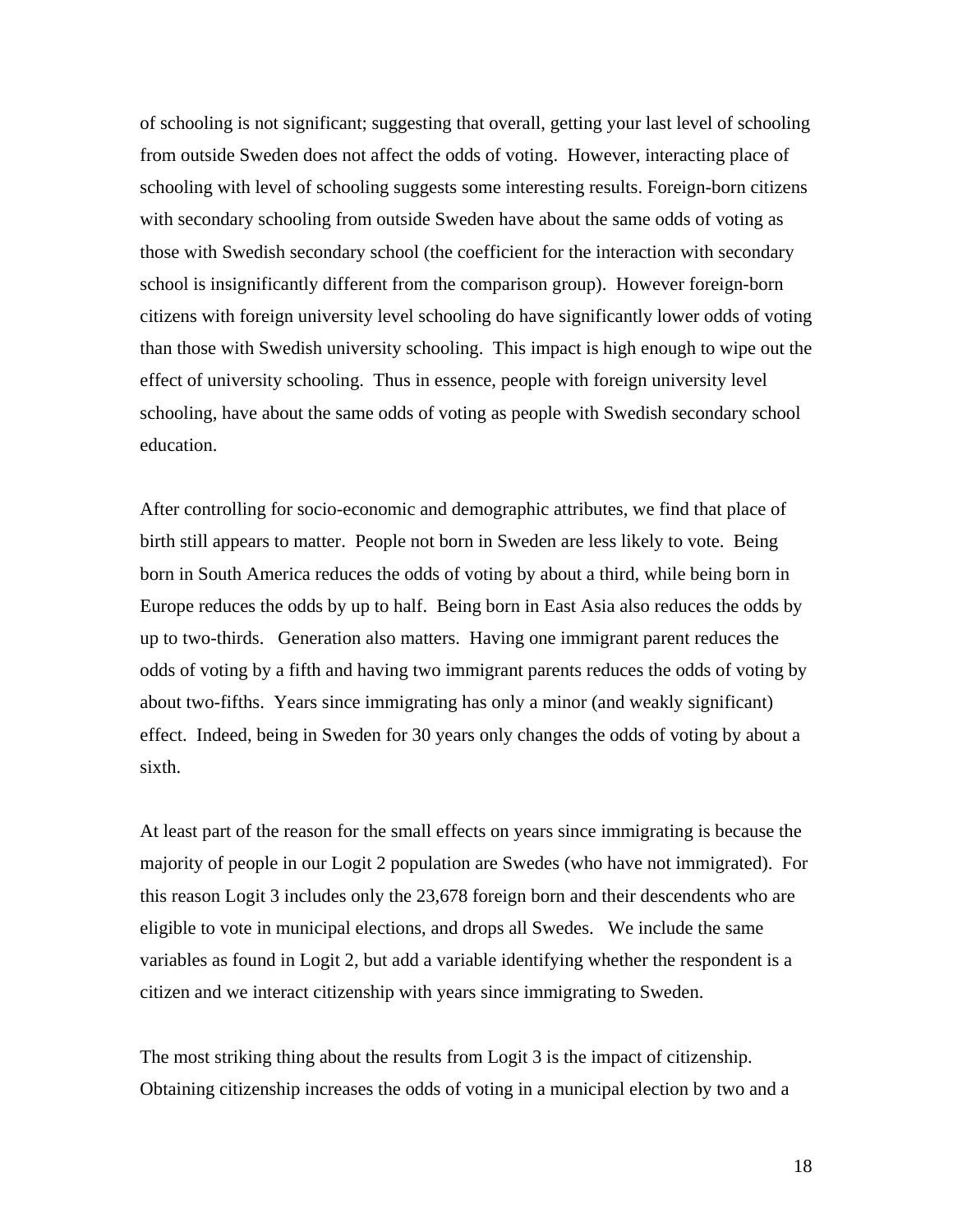of schooling is not significant; suggesting that overall, getting your last level of schooling from outside Sweden does not affect the odds of voting. However, interacting place of schooling with level of schooling suggests some interesting results. Foreign-born citizens with secondary schooling from outside Sweden have about the same odds of voting as those with Swedish secondary school (the coefficient for the interaction with secondary school is insignificantly different from the comparison group). However foreign-born citizens with foreign university level schooling do have significantly lower odds of voting than those with Swedish university schooling. This impact is high enough to wipe out the effect of university schooling. Thus in essence, people with foreign university level schooling, have about the same odds of voting as people with Swedish secondary school education.

After controlling for socio-economic and demographic attributes, we find that place of birth still appears to matter. People not born in Sweden are less likely to vote. Being born in South America reduces the odds of voting by about a third, while being born in Europe reduces the odds by up to half. Being born in East Asia also reduces the odds by up to two-thirds. Generation also matters. Having one immigrant parent reduces the odds of voting by a fifth and having two immigrant parents reduces the odds of voting by about two-fifths. Years since immigrating has only a minor (and weakly significant) effect. Indeed, being in Sweden for 30 years only changes the odds of voting by about a sixth.

At least part of the reason for the small effects on years since immigrating is because the majority of people in our Logit 2 population are Swedes (who have not immigrated). For this reason Logit 3 includes only the 23,678 foreign born and their descendents who are eligible to vote in municipal elections, and drops all Swedes. We include the same variables as found in Logit 2, but add a variable identifying whether the respondent is a citizen and we interact citizenship with years since immigrating to Sweden.

The most striking thing about the results from Logit 3 is the impact of citizenship. Obtaining citizenship increases the odds of voting in a municipal election by two and a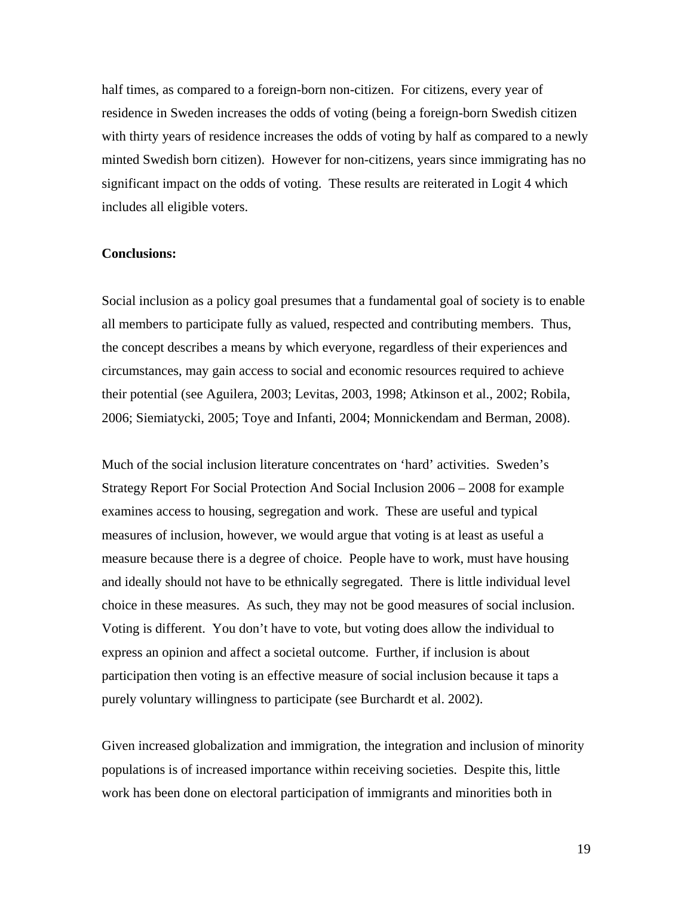half times, as compared to a foreign-born non-citizen. For citizens, every year of residence in Sweden increases the odds of voting (being a foreign-born Swedish citizen with thirty years of residence increases the odds of voting by half as compared to a newly minted Swedish born citizen). However for non-citizens, years since immigrating has no significant impact on the odds of voting. These results are reiterated in Logit 4 which includes all eligible voters.

**Conclusions:**

Social inclusion as a policy goal presumes that a fundamental goal of society is to enable all members to participate fully as valued, respected and contributing members. Thus, the concept describes a means by which everyone, regardless of their experiences and circumstances, may gain access to social and economic resources required to achieve their potential (see Aguilera, 2003; Levitas, 2003, 1998; Atkinson et al., 2002; Robila, 2006; Siemiatycki, 2005; Toye and Infanti, 2004; Monnickendam and Berman, 2008).

Much of the social inclusion literature concentrates on 'hard' activities. Sweden's Strategy Report For Social Protection And Social Inclusion 2006 – 2008 for example examines access to housing, segregation and work. These are useful and typical measures of inclusion, however, we would argue that voting is at least as useful a measure because there is a degree of choice. People have to work, must have housing and ideally should not have to be ethnically segregated. There is little individual level choice in these measures. As such, they may not be good measures of social inclusion. Voting is different. You don't have to vote, but voting does allow the individual to express an opinion and affect a societal outcome. Further, if inclusion is about participation then voting is an effective measure of social inclusion because it taps a purely voluntary willingness to participate (see Burchardt et al. 2002).

Given increased globalization and immigration, the integration and inclusion of minority populations is of increased importance within receiving societies. Despite this, little work has been done on electoral participation of immigrants and minorities both in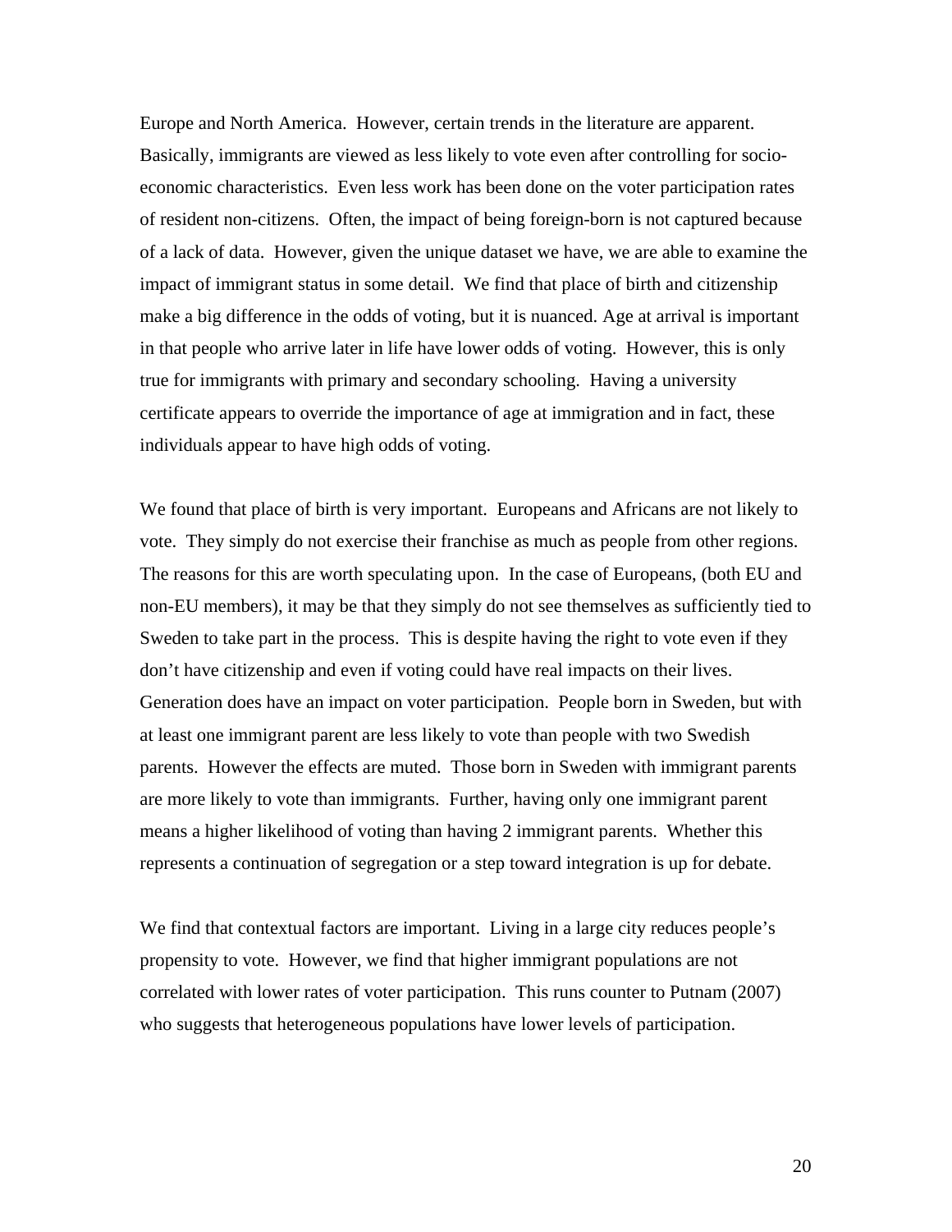Europe and North America. However, certain trends in the literature are apparent. Basically, immigrants are viewed as less likely to vote even after controlling for socio-economic characteristics. Even less work has been done on the voter participation rates of resident non-citizens. Often, the impact of being foreign-born is not captured because of a lack of data. However, given the unique dataset we have, we are able to examine the impact of immigrant status in some detail. We find that place of birth and citizenship make a big difference in the odds of voting, but it is nuanced. Age at arrival is important in that people who arrive later in life have lower odds of voting. However, this is only true for immigrants with primary and secondary schooling. Having a university certificate appears to override the importance of age at immigration and in fact, these individuals appear to have high odds of voting.

We found that place of birth is very important. Europeans and Africans are not likely to vote. They simply do not exercise their franchise as much as people from other regions. The reasons for this are worth speculating upon. In the case of Europeans, (both EU and non-EU members), it may be that they simply do not see themselves as sufficiently tied to Sweden to take part in the process. This is despite having the right to vote even if they don't have citizenship and even if voting could have real impacts on their lives. Generation does have an impact on voter participation. People born in Sweden, but with at least one immigrant parent are less likely to vote than people with two Swedish parents. However the effects are muted. Those born in Sweden with immigrant parents are more likely to vote than immigrants. Further, having only one immigrant parent means a higher likelihood of voting than having 2 immigrant parents. Whether this represents a continuation of segregation or a step toward integration is up for debate.

We find that contextual factors are important. Living in a large city reduces people's propensity to vote. However, we find that higher immigrant populations are not correlated with lower rates of voter participation. This runs counter to Putnam (2007) who suggests that heterogeneous populations have lower levels of participation.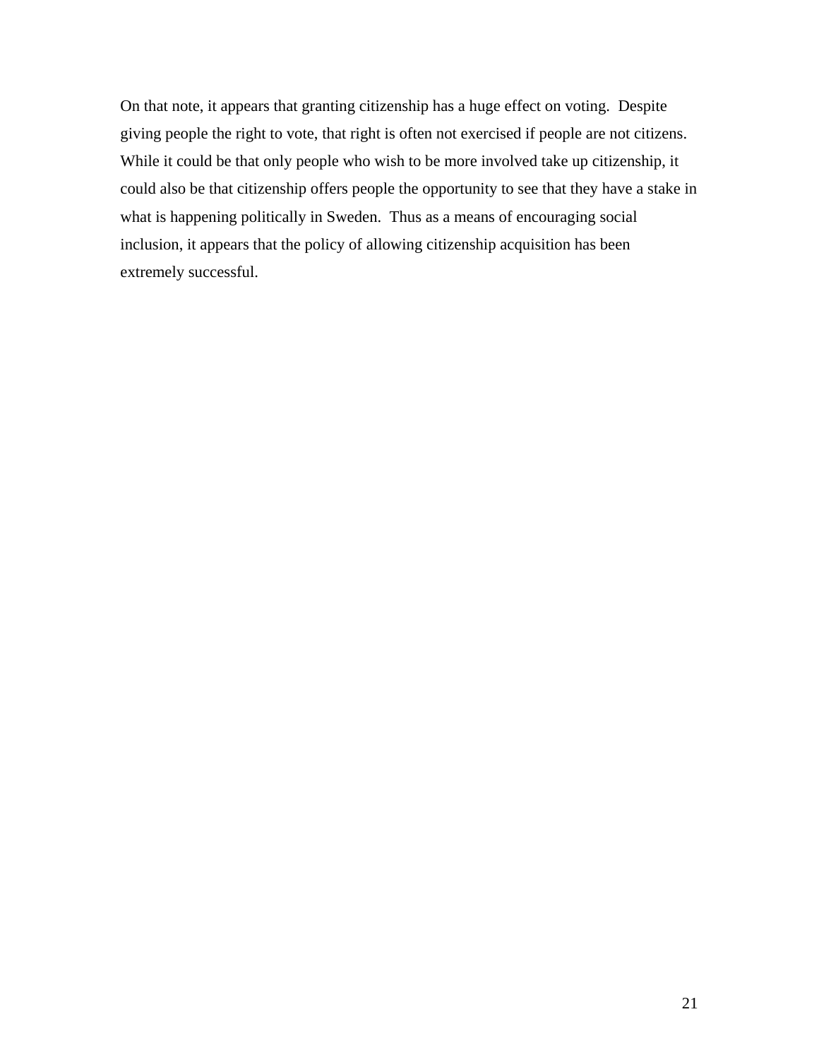On that note, it appears that granting citizenship has a huge effect on voting. Despite giving people the right to vote, that right is often not exercised if people are not citizens. While it could be that only people who wish to be more involved take up citizenship, it could also be that citizenship offers people the opportunity to see that they have a stake in what is happening politically in Sweden. Thus as a means of encouraging social inclusion, it appears that the policy of allowing citizenship acquisition has been extremely successful.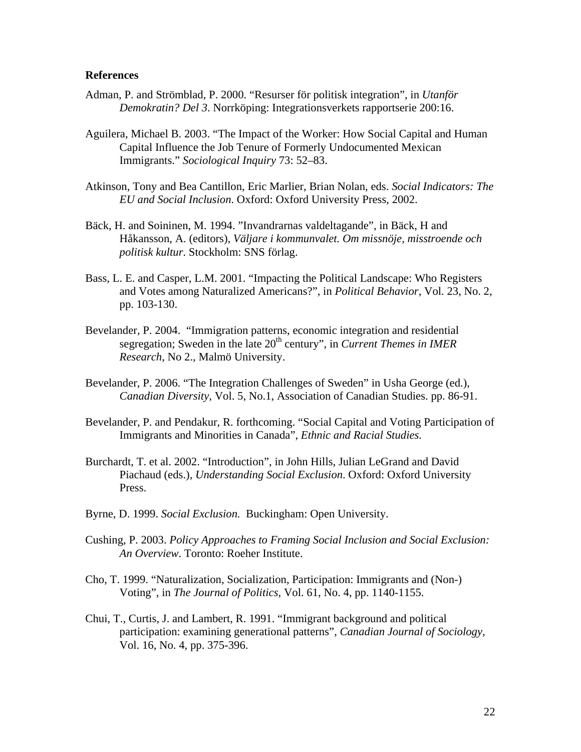**References**

Adman, P. and Strömblad, P. 2000. "Resurser för politisk integration", in *Utanför Demokratin? Del 3*. Norrköping: Integrationsverkets rapportserie 200:16.

Aguilera, Michael B. 2003. "The Impact of the Worker: How Social Capital and Human Capital Influence the Job Tenure of Formerly Undocumented Mexican Immigrants." *Sociological Inquiry* 73: 52–83.

Atkinson, Tony and Bea Cantillon, Eric Marlier, Brian Nolan, eds. *Social Indicators: The EU and Social Inclusion*. Oxford: Oxford University Press, 2002.

Bäck, H. and Soininen, M. 1994. "Invandrarnas valdeltagande", in Bäck, H and Håkansson, A. (editors), *Väljare i kommunvalet. Om missnöje, misstroende och politisk kultur*. Stockholm: SNS förlag.

Bass, L. E. and Casper, L.M. 2001. "Impacting the Political Landscape: Who Registers and Votes among Naturalized Americans?", in *Political Behavior*, Vol. 23, No. 2, pp. 103-130.

Bevelander, P. 2004. "Immigration patterns, economic integration and residential segregation; Sweden in the late 20th century", in *Current Themes in IMER Research*, No 2., Malmö University.

Bevelander, P. 2006. "The Integration Challenges of Sweden" in Usha George (ed.), *Canadian Diversity*, Vol. 5, No.1, Association of Canadian Studies. pp. 86-91.

Bevelander, P. and Pendakur, R. forthcoming. "Social Capital and Voting Participation of Immigrants and Minorities in Canada", *Ethnic and Racial Studies.*

Burchardt, T. et al. 2002. "Introduction", in John Hills, Julian LeGrand and David Piachaud (eds.), *Understanding Social Exclusion*. Oxford: Oxford University Press.

Byrne, D. 1999. *Social Exclusion.* Buckingham: Open University.

Cushing, P. 2003. *Policy Approaches to Framing Social Inclusion and Social Exclusion: An Overview*. Toronto: Roeher Institute.

Cho, T. 1999. "Naturalization, Socialization, Participation: Immigrants and (Non-) Voting", in *The Journal of Politics*, Vol. 61, No. 4, pp. 1140-1155.

Chui, T., Curtis, J. and Lambert, R. 1991. "Immigrant background and political participation: examining generational patterns", *Canadian Journal of Sociology*, Vol. 16, No. 4, pp. 375-396.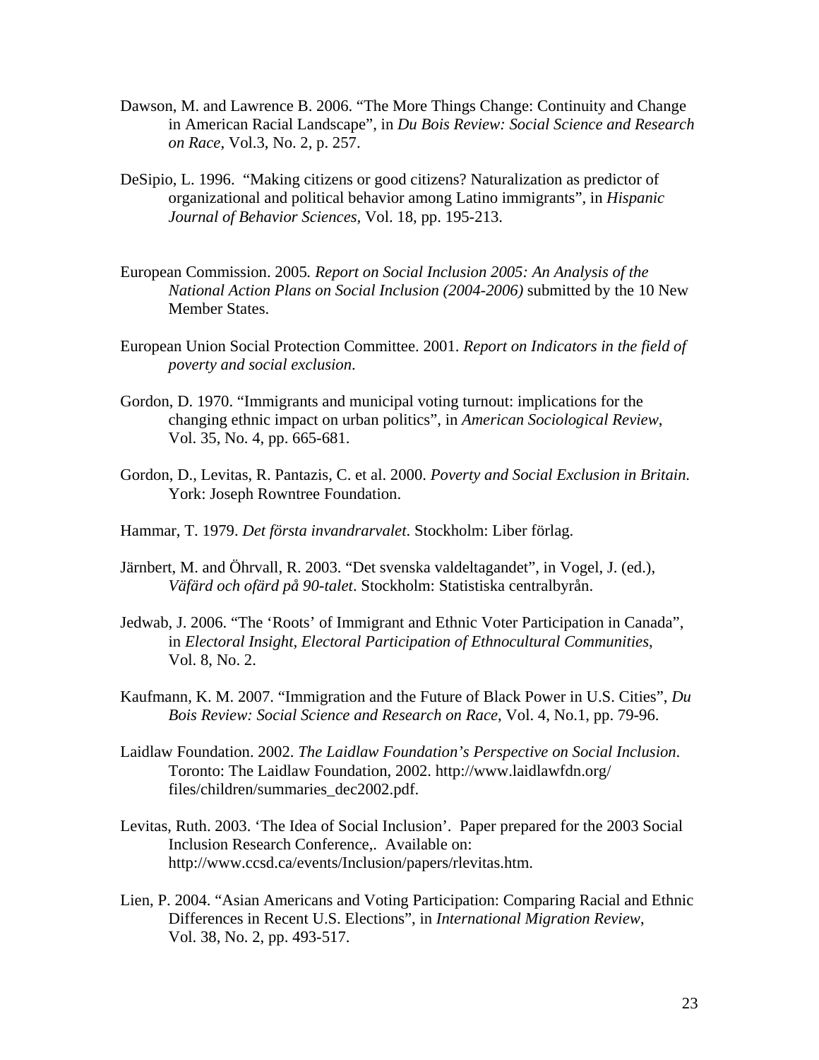Dawson, M. and Lawrence B. 2006. “The More Things Change: Continuity and Change in American Racial Landscape”, in *Du Bois Review: Social Science and Research on Race*, Vol.3, No. 2, p. 257.

DeSipio, L. 1996. “Making citizens or good citizens? Naturalization as predictor of organizational and political behavior among Latino immigrants”, in *Hispanic Journal of Behavior Sciences*, Vol. 18, pp. 195-213.

European Commission. 2005. *Report on Social Inclusion 2005: An Analysis of the National Action Plans on Social Inclusion (2004-2006)* submitted by the 10 New Member States.

European Union Social Protection Committee. 2001. *Report on Indicators in the field of poverty and social exclusion*.

Gordon, D. 1970. “Immigrants and municipal voting turnout: implications for the changing ethnic impact on urban politics”, in *American Sociological Review*, Vol. 35, No. 4, pp. 665-681.

Gordon, D., Levitas, R. Pantazis, C. et al. 2000. *Poverty and Social Exclusion in Britain*. York: Joseph Rowntree Foundation.

Hammar, T. 1979. *Det första invandrarvalet*. Stockholm: Liber förlag.

Järnbert, M. and Öhrvall, R. 2003. “Det svenska valdeltagandet”, in Vogel, J. (ed.), *Väfärd och ofärd på 90-talet*. Stockholm: Statistiska centralbyrån.

Jedwab, J. 2006. “The ‘Roots’ of Immigrant and Ethnic Voter Participation in Canada”, in *Electoral Insight, Electoral Participation of Ethnocultural Communities*, Vol. 8, No. 2.

Kaufmann, K. M. 2007. “Immigration and the Future of Black Power in U.S. Cities”, *Du Bois Review: Social Science and Research on Race*, Vol. 4, No.1, pp. 79-96.

Laidlaw Foundation. 2002. *The Laidlaw Foundation’s Perspective on Social Inclusion*. Toronto: The Laidlaw Foundation, 2002. http://www.laidlawfdn.org/files/children/summaries_dec2002.pdf.

Levitas, Ruth. 2003. ‘The Idea of Social Inclusion’. Paper prepared for the 2003 Social Inclusion Research Conference,. Available on: http://www.ccsd.ca/events/Inclusion/papers/rlevitas.htm.

Lien, P. 2004. “Asian Americans and Voting Participation: Comparing Racial and Ethnic Differences in Recent U.S. Elections”, in *International Migration Review*, Vol. 38, No. 2, pp. 493-517.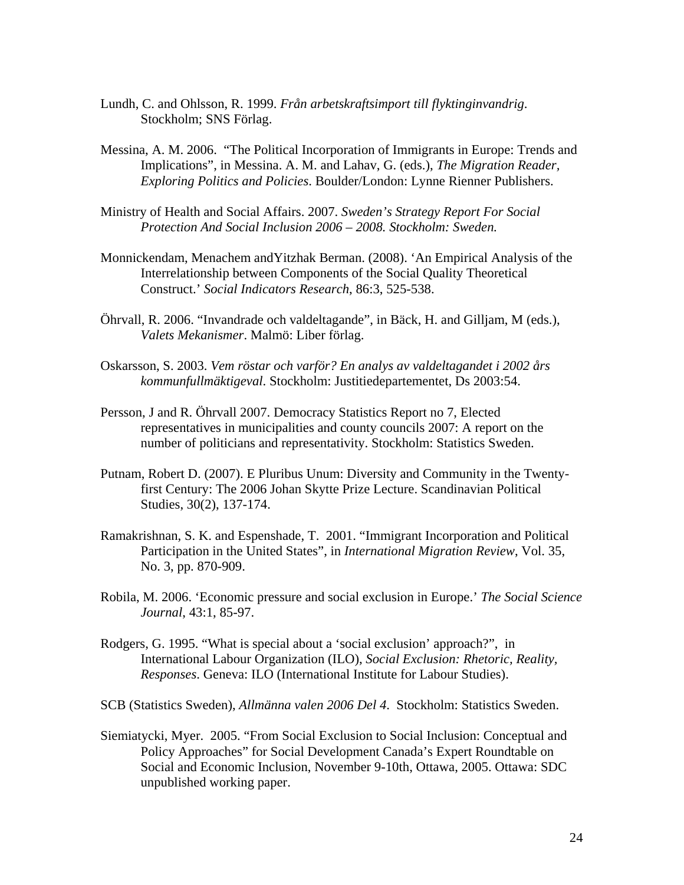Lundh, C. and Ohlsson, R. 1999. *Från arbetskraftsimport till flyktinginvandrig*. Stockholm; SNS Förlag.

Messina, A. M. 2006. "The Political Incorporation of Immigrants in Europe: Trends and Implications", in Messina. A. M. and Lahav, G. (eds.), *The Migration Reader, Exploring Politics and Policies*. Boulder/London: Lynne Rienner Publishers.

Ministry of Health and Social Affairs. 2007. *Sweden's Strategy Report For Social Protection And Social Inclusion 2006 – 2008. Stockholm: Sweden.*

Monnickendam, Menachem andYitzhak Berman. (2008). 'An Empirical Analysis of the Interrelationship between Components of the Social Quality Theoretical Construct.' *Social Indicators Research*, 86:3, 525-538.

Öhrvall, R. 2006. "Invandrade och valdeltagande", in Bäck, H. and Gilljam, M (eds.), *Valets Mekanismer*. Malmö: Liber förlag.

Oskarsson, S. 2003. *Vem röstar och varför? En analys av valdeltagandet i 2002 års kommunfullmäktigeval*. Stockholm: Justitiedepartementet, Ds 2003:54.

Persson, J and R. Öhrvall 2007. Democracy Statistics Report no 7, Elected representatives in municipalities and county councils 2007: A report on the number of politicians and representativity. Stockholm: Statistics Sweden.

Putnam, Robert D. (2007). E Pluribus Unum: Diversity and Community in the Twenty-first Century: The 2006 Johan Skytte Prize Lecture. Scandinavian Political Studies, 30(2), 137-174.

Ramakrishnan, S. K. and Espenshade, T. 2001. "Immigrant Incorporation and Political Participation in the United States", in *International Migration Review*, Vol. 35, No. 3, pp. 870-909.

Robila, M. 2006. 'Economic pressure and social exclusion in Europe.' *The Social Science Journal*, 43:1, 85-97.

Rodgers, G. 1995. "What is special about a 'social exclusion' approach?", in International Labour Organization (ILO), *Social Exclusion: Rhetoric, Reality, Responses*. Geneva: ILO (International Institute for Labour Studies).

SCB (Statistics Sweden), *Allmänna valen 2006 Del 4*. Stockholm: Statistics Sweden.

Siemiatycki, Myer. 2005. "From Social Exclusion to Social Inclusion: Conceptual and Policy Approaches" for Social Development Canada's Expert Roundtable on Social and Economic Inclusion, November 9-10th, Ottawa, 2005. Ottawa: SDC unpublished working paper.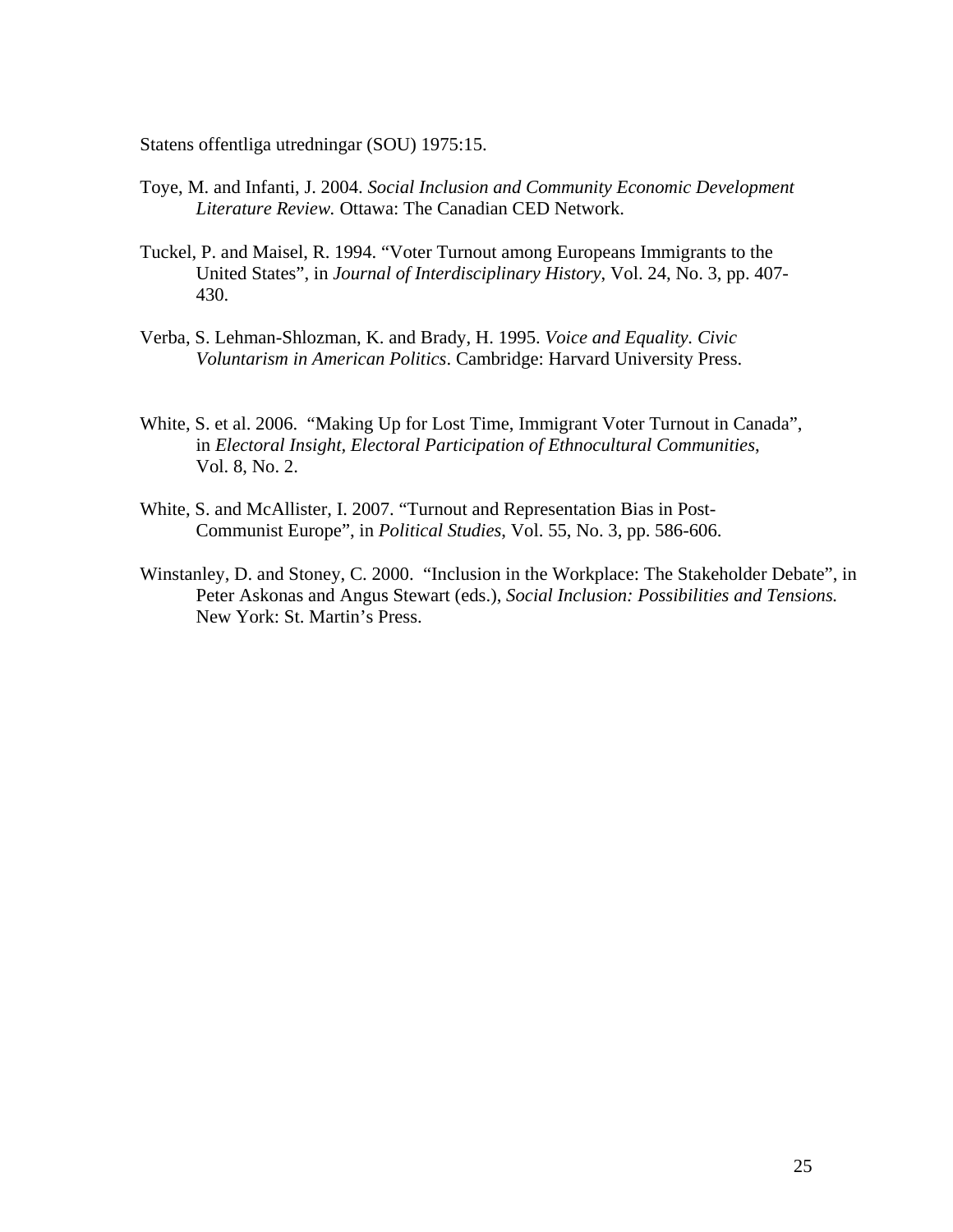Statens offentliga utredningar (SOU) 1975:15.

Toye, M. and Infanti, J. 2004. *Social Inclusion and Community Economic Development Literature Review.* Ottawa: The Canadian CED Network.

Tuckel, P. and Maisel, R. 1994. "Voter Turnout among Europeans Immigrants to the United States", in *Journal of Interdisciplinary History*, Vol. 24, No. 3, pp. 407-430.

Verba, S. Lehman-Shlozman, K. and Brady, H. 1995. *Voice and Equality. Civic Voluntarism in American Politics*. Cambridge: Harvard University Press.

White, S. et al. 2006. "Making Up for Lost Time, Immigrant Voter Turnout in Canada", in *Electoral Insight, Electoral Participation of Ethnocultural Communities*, Vol. 8, No. 2.

White, S. and McAllister, I. 2007. "Turnout and Representation Bias in Post-Communist Europe", in *Political Studies*, Vol. 55, No. 3, pp. 586-606.

Winstanley, D. and Stoney, C. 2000. "Inclusion in the Workplace: The Stakeholder Debate", in Peter Askonas and Angus Stewart (eds.), *Social Inclusion: Possibilities and Tensions.* New York: St. Martin's Press.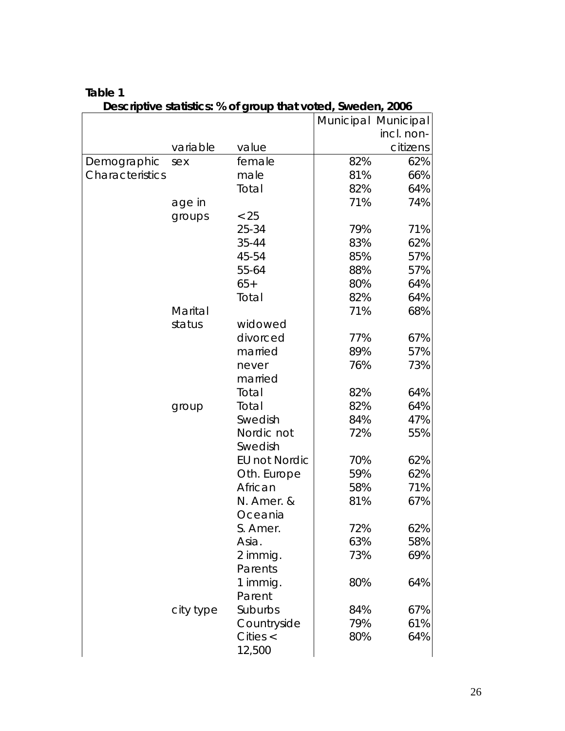**Table 1**

**Descriptive statistics: % of group that voted, Sweden, 2006**

| | variable | value | Municipal | Municipal incl. non-citizens |
|---|---|---|---|---|
| Demographic Characteristics | sex | female | 82% | 62% |
| | | male | 81% | 66% |
| | | Total | 82% | 64% |
| | age in groups | <25 | 71% | 74% |
| | | 25-34 | 79% | 71% |
| | | 35-44 | 83% | 62% |
| | | 45-54 | 85% | 57% |
| | | 55-64 | 88% | 57% |
| | | 65+ | 80% | 64% |
| | | Total | 82% | 64% |
| | Marital status | widowed | 71% | 68% |
| | | divorced | 77% | 67% |
| | | married | 89% | 57% |
| | | never married | 76% | 73% |
| | | Total | 82% | 64% |
| | group | Total | 82% | 64% |
| | | Swedish | 84% | 47% |
| | | Nordic not Swedish | 72% | 55% |
| | | EU not Nordic | 70% | 62% |
| | | Oth. Europe | 59% | 62% |
| | | African | 58% | 71% |
| | | N. Amer. & Oceania | 81% | 67% |
| | | S. Amer. | 72% | 62% |
| | | Asia. | 63% | 58% |
| | | 2 immig. Parents | 73% | 69% |
| | | 1 immig. Parent | 80% | 64% |
| | city type | Suburbs | 84% | 67% |
| | | Countryside | 79% | 61% |
| | | Cities < 12,500 | 80% | 64% |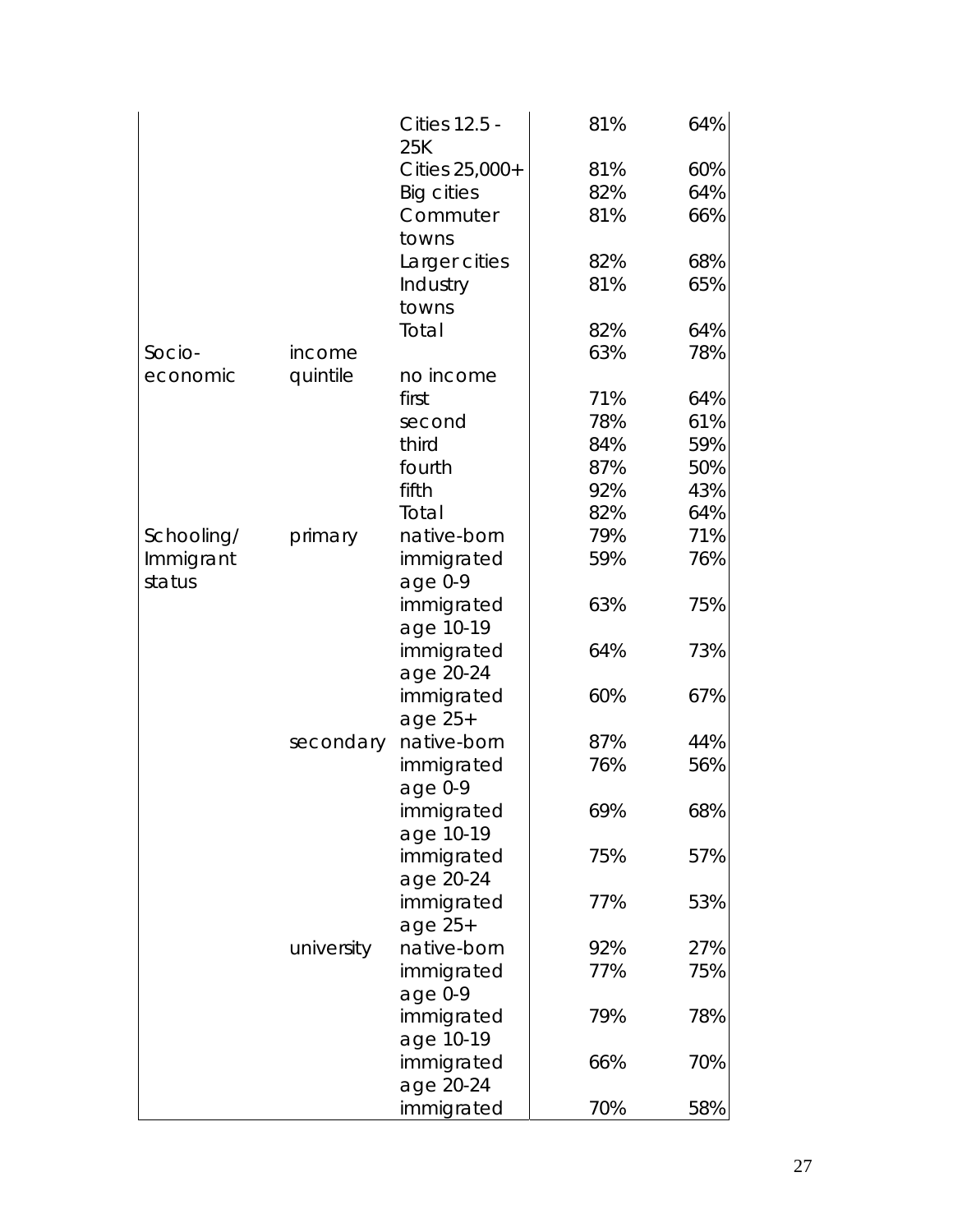| | | | | |
|---|---|---|---|---|
| | | Cities 12.5 - 25K | 81% | 64% |
| | | Cities 25,000+ | 81% | 60% |
| | | Big cities | 82% | 64% |
| | | Commuter towns | 81% | 66% |
| | | Larger cities | 82% | 68% |
| | | Industry towns | 81% | 65% |
| | | Total | 82% | 64% |
| Socio-economic | income quintile | no income | 63% | 78% |
| | | first | 71% | 64% |
| | | second | 78% | 61% |
| | | third | 84% | 59% |
| | | fourth | 87% | 50% |
| | | fifth | 92% | 43% |
| | | Total | 82% | 64% |
| Schooling/ Immigrant status | primary | native-born | 79% | 71% |
| | | immigrated age 0-9 | 59% | 76% |
| | | immigrated age 10-19 | 63% | 75% |
| | | immigrated age 20-24 | 64% | 73% |
| | | immigrated age 25+ | 60% | 67% |
| | secondary | native-born | 87% | 44% |
| | | immigrated age 0-9 | 76% | 56% |
| | | immigrated age 10-19 | 69% | 68% |
| | | immigrated age 20-24 | 75% | 57% |
| | | immigrated age 25+ | 77% | 53% |
| | university | native-born | 92% | 27% |
| | | immigrated age 0-9 | 77% | 75% |
| | | immigrated age 10-19 | 79% | 78% |
| | | immigrated age 20-24 | 66% | 70% |
| | | immigrated | 70% | 58% |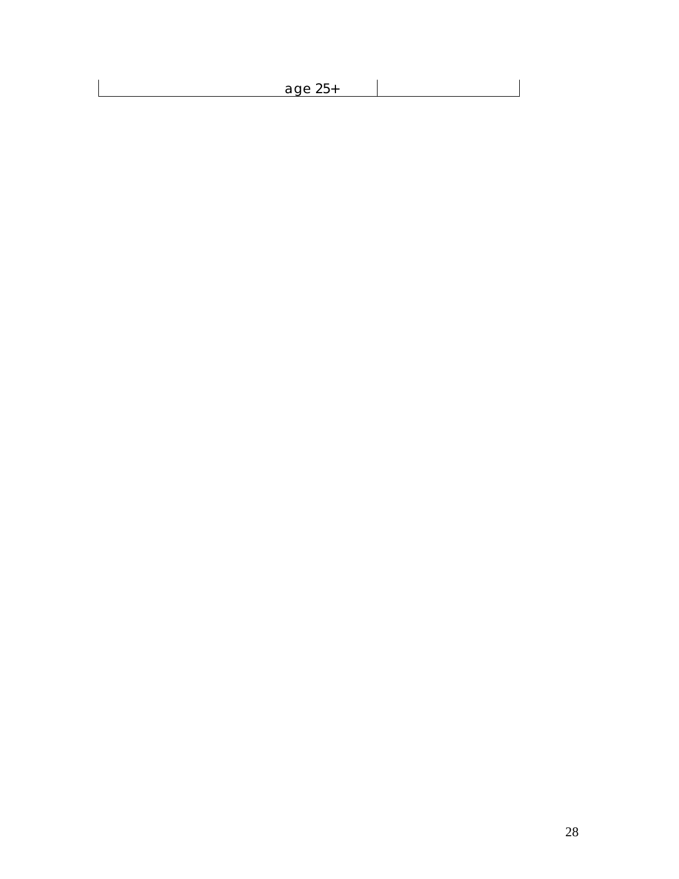| age 25+ | |
|---|---|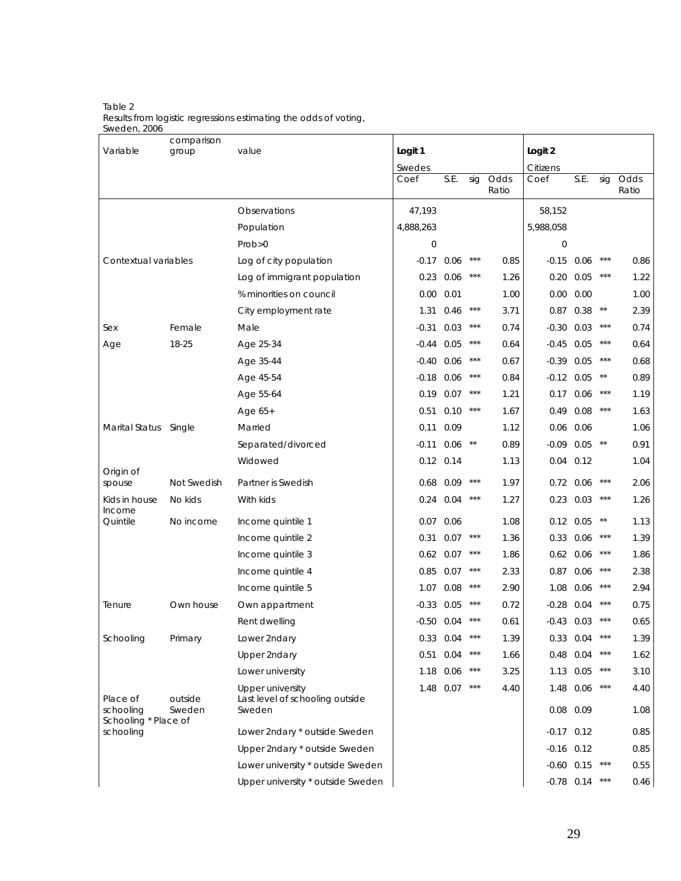Table 2
Results from logistic regressions estimating the odds of voting, Sweden, 2006

| Variable | comparison group | value | Logit 1 | | | | Logit 2 | | | |
|---|---|---|---|---|---|---|---|---|---|---|
| | | | Swedes | | | | Citizens | | | |
| | | | Coef | S.E. | sig | Odds Ratio | Coef | S.E. | sig | Odds Ratio |
| | | Observations | 47,193 | | | | 58,152 | | | |
| | | Population | 4,888,263 | | | | 5,988,058 | | | |
| | | Prob>0 | 0 | | | | 0 | | | |
| Contextual variables | | Log of city population | -0.17 | 0.06 | *** | 0.85 | -0.15 | 0.06 | *** | 0.86 |
| | | Log of immigrant population | 0.23 | 0.06 | *** | 1.26 | 0.20 | 0.05 | *** | 1.22 |
| | | % minorities on council | 0.00 | 0.01 | | 1.00 | 0.00 | 0.00 | | 1.00 |
| | | City employment rate | 1.31 | 0.46 | *** | 3.71 | 0.87 | 0.38 | ** | 2.39 |
| Sex | Female | Male | -0.31 | 0.03 | *** | 0.74 | -0.30 | 0.03 | *** | 0.74 |
| Age | 18-25 | Age 25-34 | -0.44 | 0.05 | *** | 0.64 | -0.45 | 0.05 | *** | 0.64 |
| | | Age 35-44 | -0.40 | 0.06 | *** | 0.67 | -0.39 | 0.05 | *** | 0.68 |
| | | Age 45-54 | -0.18 | 0.06 | *** | 0.84 | -0.12 | 0.05 | ** | 0.89 |
| | | Age 55-64 | 0.19 | 0.07 | *** | 1.21 | 0.17 | 0.06 | *** | 1.19 |
| | | Age 65+ | 0.51 | 0.10 | *** | 1.67 | 0.49 | 0.08 | *** | 1.63 |
| Marital Status | Single | Married | 0.11 | 0.09 | | 1.12 | 0.06 | 0.06 | | 1.06 |
| | | Separated/divorced | -0.11 | 0.06 | ** | 0.89 | -0.09 | 0.05 | ** | 0.91 |
| | | Widowed | 0.12 | 0.14 | | 1.13 | 0.04 | 0.12 | | 1.04 |
| Origin of spouse | Not Swedish | Partner is Swedish | 0.68 | 0.09 | *** | 1.97 | 0.72 | 0.06 | *** | 2.06 |
| Kids in house | No kids | With kids | 0.24 | 0.04 | *** | 1.27 | 0.23 | 0.03 | *** | 1.26 |
| Income Quintile | No income | Income quintile 1 | 0.07 | 0.06 | | 1.08 | 0.12 | 0.05 | ** | 1.13 |
| | | Income quintile 2 | 0.31 | 0.07 | *** | 1.36 | 0.33 | 0.06 | *** | 1.39 |
| | | Income quintile 3 | 0.62 | 0.07 | *** | 1.86 | 0.62 | 0.06 | *** | 1.86 |
| | | Income quintile 4 | 0.85 | 0.07 | *** | 2.33 | 0.87 | 0.06 | *** | 2.38 |
| | | Income quintile 5 | 1.07 | 0.08 | *** | 2.90 | 1.08 | 0.06 | *** | 2.94 |
| Tenure | Own house | Own appartment | -0.33 | 0.05 | *** | 0.72 | -0.28 | 0.04 | *** | 0.75 |
| | | Rent dwelling | -0.50 | 0.04 | *** | 0.61 | -0.43 | 0.03 | *** | 0.65 |
| Schooling | Primary | Lower 2ndary | 0.33 | 0.04 | *** | 1.39 | 0.33 | 0.04 | *** | 1.39 |
| | | Upper 2ndary | 0.51 | 0.04 | *** | 1.66 | 0.48 | 0.04 | *** | 1.62 |
| | | Lower university | 1.18 | 0.06 | *** | 3.25 | 1.13 | 0.05 | *** | 3.10 |
| | | Upper university | 1.48 | 0.07 | *** | 4.40 | 1.48 | 0.06 | *** | 4.40 |
| Place of schooling | outside Sweden | Last level of schooling outside Sweden | | | | | 0.08 | 0.09 | | 1.08 |
| Schooling * Place of schooling | | Lower 2ndary * outside Sweden | | | | | -0.17 | 0.12 | | 0.85 |
| | | Upper 2ndary * outside Sweden | | | | | -0.16 | 0.12 | | 0.85 |
| | | Lower university * outside Sweden | | | | | -0.60 | 0.15 | *** | 0.55 |
| | | Upper university * outside Sweden | | | | | -0.78 | 0.14 | *** | 0.46 |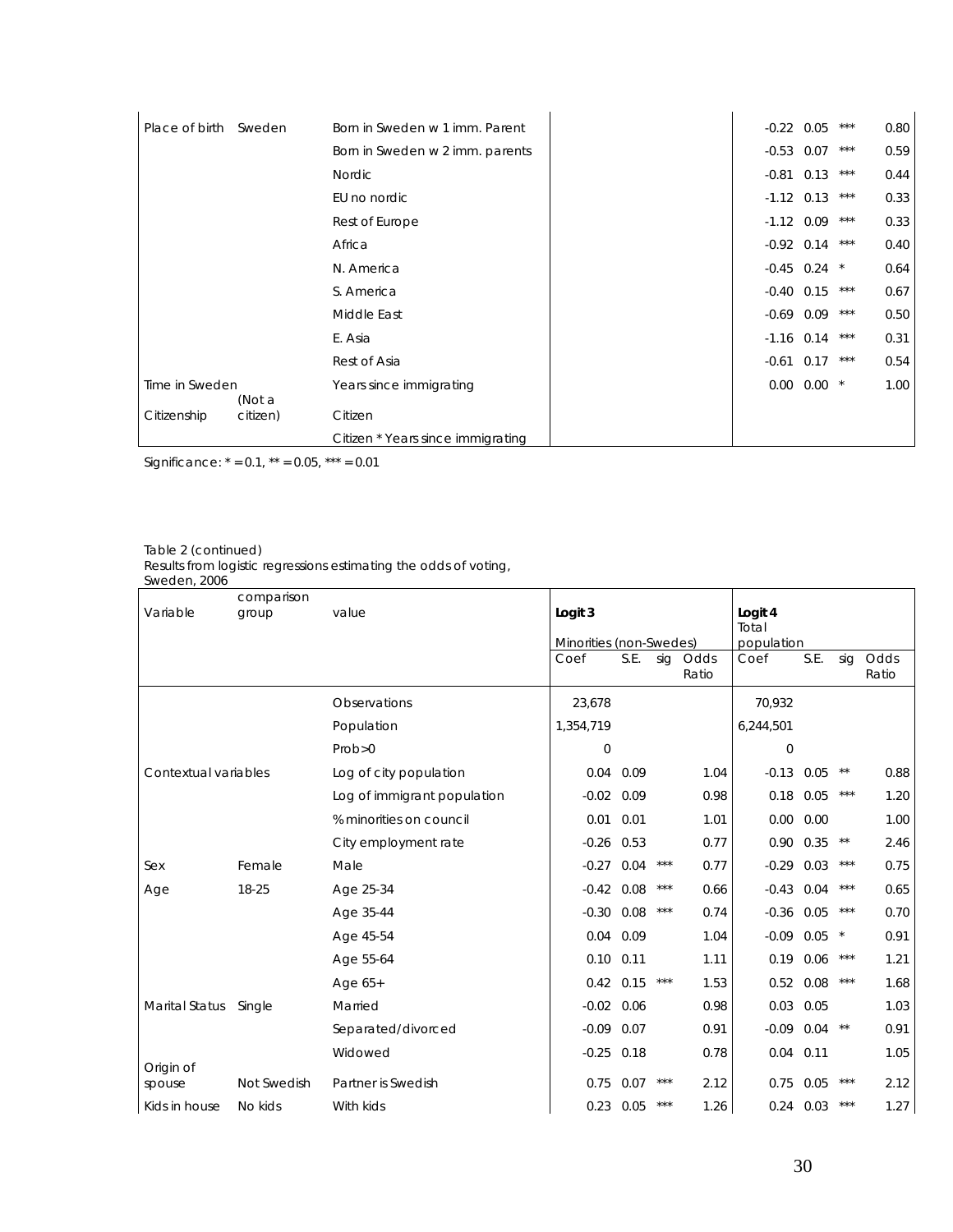| Variable | comparison group | value | Logit 3 Coef | S.E. | sig | Odds Ratio | Logit 4 Coef | S.E. | sig | Odds Ratio |
|---|---|---|---|---|---|---|---|---|---|---|
| Place of birth | Sweden | Born in Sweden w 1 imm. Parent | | | | | -0.22 | 0.05 | *** | 0.80 |
| | | Born in Sweden w 2 imm. parents | | | | | -0.53 | 0.07 | *** | 0.59 |
| | | Nordic | | | | | -0.81 | 0.13 | *** | 0.44 |
| | | EU no nordic | | | | | -1.12 | 0.13 | *** | 0.33 |
| | | Rest of Europe | | | | | -1.12 | 0.09 | *** | 0.33 |
| | | Africa | | | | | -0.92 | 0.14 | *** | 0.40 |
| | | N. America | | | | | -0.45 | 0.24 | * | 0.64 |
| | | S. America | | | | | -0.40 | 0.15 | *** | 0.67 |
| | | Middle East | | | | | -0.69 | 0.09 | *** | 0.50 |
| | | E. Asia | | | | | -1.16 | 0.14 | *** | 0.31 |
| | | Rest of Asia | | | | | -0.61 | 0.17 | *** | 0.54 |
| Time in Sweden | | Years since immigrating | | | | | 0.00 | 0.00 | * | 1.00 |
| Citizenship | (Not a citizen) | Citizen | | | | | | | | |
| | | Citizen * Years since immigrating | | | | | | | | |

Significance: * = 0.1, ** = 0.05, *** = 0.01

Table 2 (continued)
Results from logistic regressions estimating the odds of voting, Sweden, 2006

| Variable | comparison group | value | Logit 3 | | | | Logit 4 | | | |
|---|---|---|---|---|---|---|---|---|---|---|
| | | | Minorities (non-Swedes) | | | | Total population | | | |
| | | | Coef | S.E. | sig | Odds Ratio | Coef | S.E. | sig | Odds Ratio |
| | | Observations | 23,678 | | | | 70,932 | | | |
| | | Population | 1,354,719 | | | | 6,244,501 | | | |
| | | Prob>0 | 0 | | | | 0 | | | |
| Contextual variables | | Log of city population | 0.04 | 0.09 | | 1.04 | -0.13 | 0.05 | ** | 0.88 |
| | | Log of immigrant population | -0.02 | 0.09 | | 0.98 | 0.18 | 0.05 | *** | 1.20 |
| | | % minorities on council | 0.01 | 0.01 | | 1.01 | 0.00 | 0.00 | | 1.00 |
| | | City employment rate | -0.26 | 0.53 | | 0.77 | 0.90 | 0.35 | ** | 2.46 |
| Sex | Female | Male | -0.27 | 0.04 | *** | 0.77 | -0.29 | 0.03 | *** | 0.75 |
| Age | 18-25 | Age 25-34 | -0.42 | 0.08 | *** | 0.66 | -0.43 | 0.04 | *** | 0.65 |
| | | Age 35-44 | -0.30 | 0.08 | *** | 0.74 | -0.36 | 0.05 | *** | 0.70 |
| | | Age 45-54 | 0.04 | 0.09 | | 1.04 | -0.09 | 0.05 | * | 0.91 |
| | | Age 55-64 | 0.10 | 0.11 | | 1.11 | 0.19 | 0.06 | *** | 1.21 |
| | | Age 65+ | 0.42 | 0.15 | *** | 1.53 | 0.52 | 0.08 | *** | 1.68 |
| Marital Status | Single | Married | -0.02 | 0.06 | | 0.98 | 0.03 | 0.05 | | 1.03 |
| | | Separated/divorced | -0.09 | 0.07 | | 0.91 | -0.09 | 0.04 | ** | 0.91 |
| | | Widowed | -0.25 | 0.18 | | 0.78 | 0.04 | 0.11 | | 1.05 |
| Origin of spouse | Not Swedish | Partner is Swedish | 0.75 | 0.07 | *** | 2.12 | 0.75 | 0.05 | *** | 2.12 |
| Kids in house | No kids | With kids | 0.23 | 0.05 | *** | 1.26 | 0.24 | 0.03 | *** | 1.27 |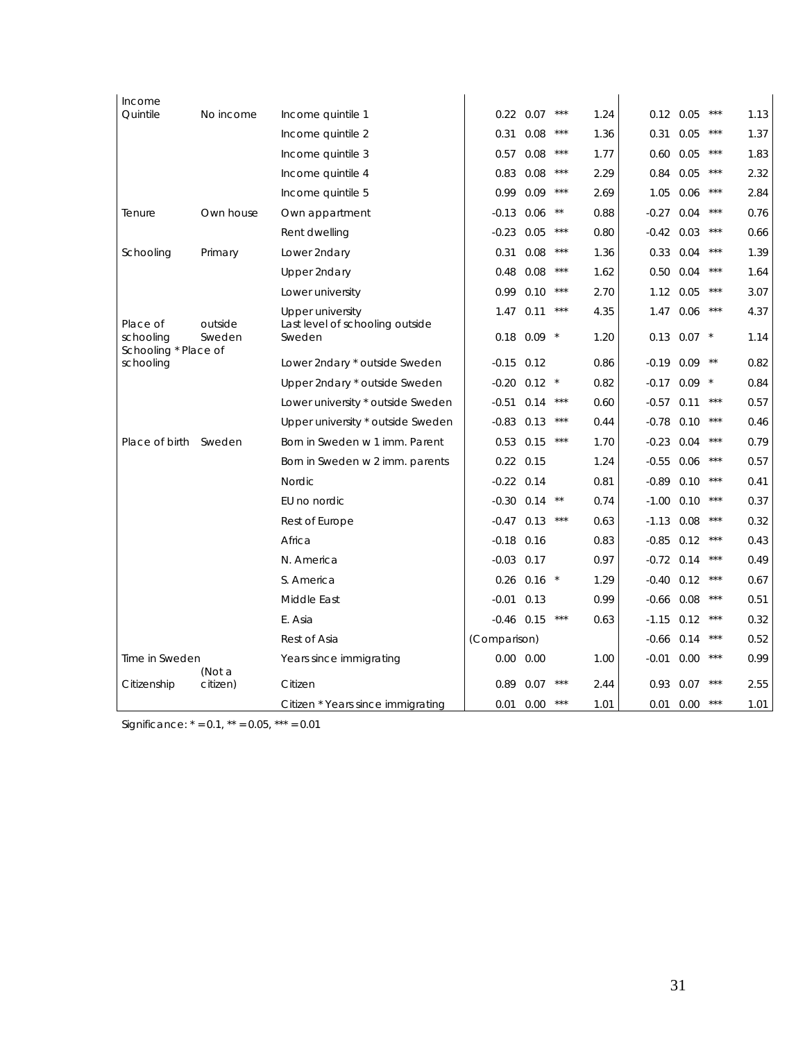| | | | | | | | | | | |
|---|---|---|---|---|---|---|---|---|---|---|
| Income Quintile | No income | Income quintile 1 | 0.22 | 0.07 | *** | 1.24 | 0.12 | 0.05 | *** | 1.13 |
| | | Income quintile 2 | 0.31 | 0.08 | *** | 1.36 | 0.31 | 0.05 | *** | 1.37 |
| | | Income quintile 3 | 0.57 | 0.08 | *** | 1.77 | 0.60 | 0.05 | *** | 1.83 |
| | | Income quintile 4 | 0.83 | 0.08 | *** | 2.29 | 0.84 | 0.05 | *** | 2.32 |
| | | Income quintile 5 | 0.99 | 0.09 | *** | 2.69 | 1.05 | 0.06 | *** | 2.84 |
| Tenure | Own house | Own appartment | -0.13 | 0.06 | ** | 0.88 | -0.27 | 0.04 | *** | 0.76 |
| | | Rent dwelling | -0.23 | 0.05 | *** | 0.80 | -0.42 | 0.03 | *** | 0.66 |
| Schooling | Primary | Lower 2ndary | 0.31 | 0.08 | *** | 1.36 | 0.33 | 0.04 | *** | 1.39 |
| | | Upper 2ndary | 0.48 | 0.08 | *** | 1.62 | 0.50 | 0.04 | *** | 1.64 |
| | | Lower university | 0.99 | 0.10 | *** | 2.70 | 1.12 | 0.05 | *** | 3.07 |
| | | Upper university | 1.47 | 0.11 | *** | 4.35 | 1.47 | 0.06 | *** | 4.37 |
| Place of schooling | outside Sweden | Last level of schooling outside Sweden | 0.18 | 0.09 | * | 1.20 | 0.13 | 0.07 | * | 1.14 |
| Schooling * Place of schooling | | Lower 2ndary * outside Sweden | -0.15 | 0.12 | | 0.86 | -0.19 | 0.09 | ** | 0.82 |
| | | Upper 2ndary * outside Sweden | -0.20 | 0.12 | * | 0.82 | -0.17 | 0.09 | * | 0.84 |
| | | Lower university * outside Sweden | -0.51 | 0.14 | *** | 0.60 | -0.57 | 0.11 | *** | 0.57 |
| | | Upper university * outside Sweden | -0.83 | 0.13 | *** | 0.44 | -0.78 | 0.10 | *** | 0.46 |
| Place of birth | Sweden | Born in Sweden w 1 imm. Parent | 0.53 | 0.15 | *** | 1.70 | -0.23 | 0.04 | *** | 0.79 |
| | | Born in Sweden w 2 imm. parents | 0.22 | 0.15 | | 1.24 | -0.55 | 0.06 | *** | 0.57 |
| | | Nordic | -0.22 | 0.14 | | 0.81 | -0.89 | 0.10 | *** | 0.41 |
| | | EU no nordic | -0.30 | 0.14 | ** | 0.74 | -1.00 | 0.10 | *** | 0.37 |
| | | Rest of Europe | -0.47 | 0.13 | *** | 0.63 | -1.13 | 0.08 | *** | 0.32 |
| | | Africa | -0.18 | 0.16 | | 0.83 | -0.85 | 0.12 | *** | 0.43 |
| | | N. America | -0.03 | 0.17 | | 0.97 | -0.72 | 0.14 | *** | 0.49 |
| | | S. America | 0.26 | 0.16 | * | 1.29 | -0.40 | 0.12 | *** | 0.67 |
| | | Middle East | -0.01 | 0.13 | | 0.99 | -0.66 | 0.08 | *** | 0.51 |
| | | E. Asia | -0.46 | 0.15 | *** | 0.63 | -1.15 | 0.12 | *** | 0.32 |
| | | Rest of Asia | (Comparison) | | | | -0.66 | 0.14 | *** | 0.52 |
| Time in Sweden | | Years since immigrating | 0.00 | 0.00 | | 1.00 | -0.01 | 0.00 | *** | 0.99 |
| Citizenship | (Not a citizen) | Citizen | 0.89 | 0.07 | *** | 2.44 | 0.93 | 0.07 | *** | 2.55 |
| | | Citizen * Years since immigrating | 0.01 | 0.00 | *** | 1.01 | 0.01 | 0.00 | *** | 1.01 |

Significance: * = 0.1, ** = 0.05, *** = 0.01